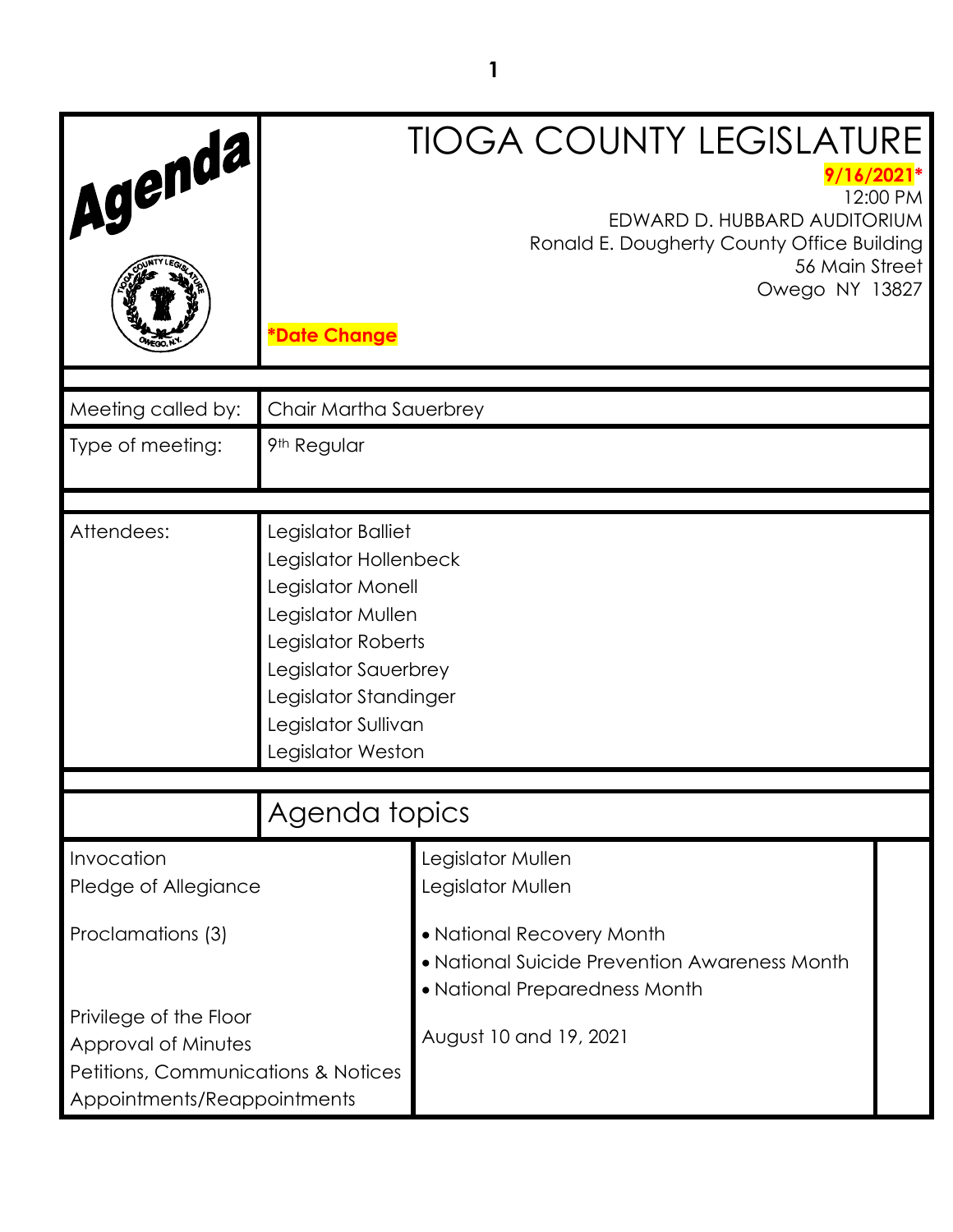# Agenda

# TIOGA COUNTY LEGISLATURE

**9/16/2021***
12:00 PM
EDWARD D. HUBBARD AUDITORIUM
Ronald E. Dougherty County Office Building
56 Main Street
Owego NY 13827

***Date Change**

| | |
|---|---|
| Meeting called by: | Chair Martha Sauerbrey |
| Type of meeting: | 9th Regular |
| Attendees: | Legislator Balliet<br>Legislator Hollenbeck<br>Legislator Monell<br>Legislator Mullen<br>Legislator Roberts<br>Legislator Sauerbrey<br>Legislator Standinger<br>Legislator Sullivan<br>Legislator Weston |

## Agenda topics

| | |
|---|---|
| Invocation | Legislator Mullen |
| Pledge of Allegiance | Legislator Mullen |
| Proclamations (3) | • National Recovery Month<br>• National Suicide Prevention Awareness Month<br>• National Preparedness Month |
| Privilege of the Floor | |
| Approval of Minutes | August 10 and 19, 2021 |
| Petitions, Communications & Notices | |
| Appointments/Reappointments | |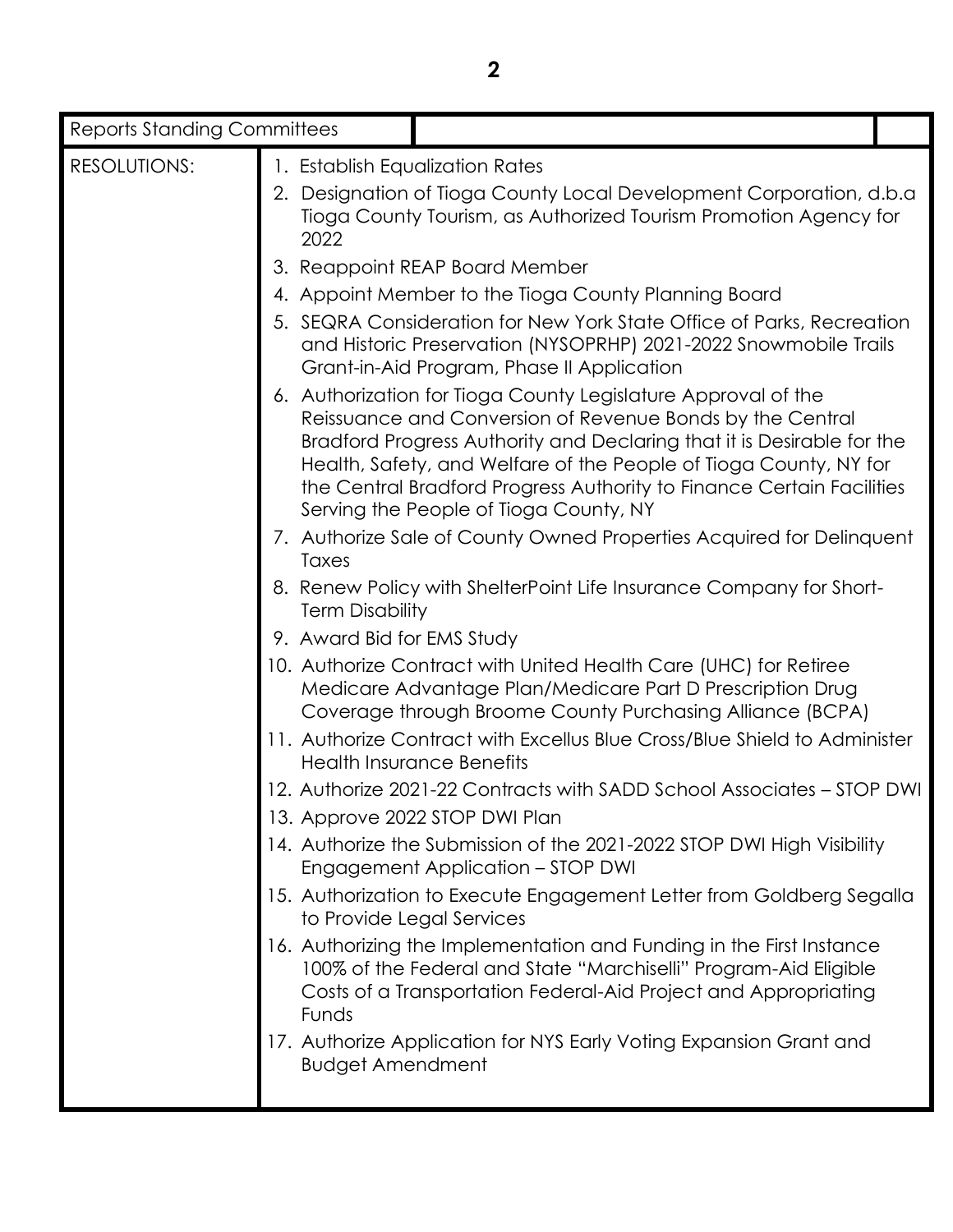| Reports Standing Committees | | |
|---|---|---|
| RESOLUTIONS: | 1. Establish Equalization Rates<br>2. Designation of Tioga County Local Development Corporation, d.b.a Tioga County Tourism, as Authorized Tourism Promotion Agency for 2022<br>3. Reappoint REAP Board Member<br>4. Appoint Member to the Tioga County Planning Board<br>5. SEQRA Consideration for New York State Office of Parks, Recreation and Historic Preservation (NYSOPRHP) 2021-2022 Snowmobile Trails Grant-in-Aid Program, Phase II Application<br>6. Authorization for Tioga County Legislature Approval of the Reissuance and Conversion of Revenue Bonds by the Central Bradford Progress Authority and Declaring that it is Desirable for the Health, Safety, and Welfare of the People of Tioga County, NY for the Central Bradford Progress Authority to Finance Certain Facilities Serving the People of Tioga County, NY<br>7. Authorize Sale of County Owned Properties Acquired for Delinquent Taxes<br>8. Renew Policy with ShelterPoint Life Insurance Company for Short-Term Disability<br>9. Award Bid for EMS Study<br>10. Authorize Contract with United Health Care (UHC) for Retiree Medicare Advantage Plan/Medicare Part D Prescription Drug Coverage through Broome County Purchasing Alliance (BCPA)<br>11. Authorize Contract with Excellus Blue Cross/Blue Shield to Administer Health Insurance Benefits<br>12. Authorize 2021-22 Contracts with SADD School Associates – STOP DWI<br>13. Approve 2022 STOP DWI Plan<br>14. Authorize the Submission of the 2021-2022 STOP DWI High Visibility Engagement Application – STOP DWI<br>15. Authorization to Execute Engagement Letter from Goldberg Segalla to Provide Legal Services<br>16. Authorizing the Implementation and Funding in the First Instance 100% of the Federal and State "Marchiselli" Program-Aid Eligible Costs of a Transportation Federal-Aid Project and Appropriating Funds<br>17. Authorize Application for NYS Early Voting Expansion Grant and Budget Amendment | |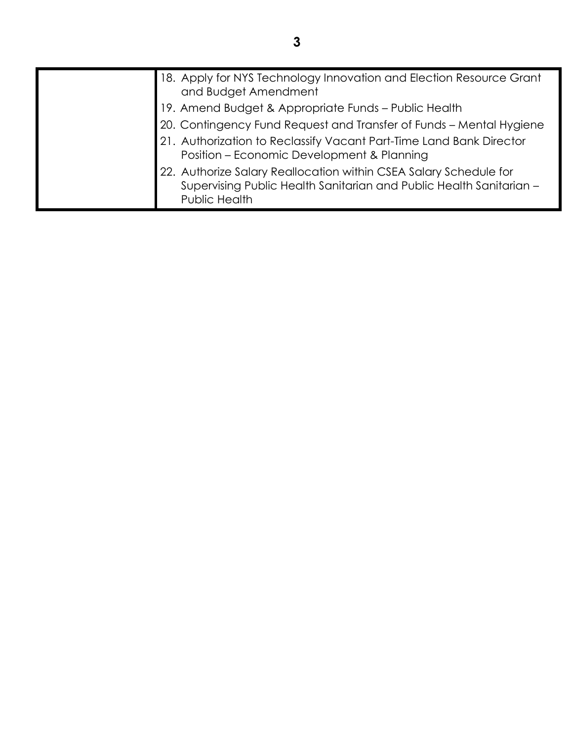| | |
|---|---|
| | 18. Apply for NYS Technology Innovation and Election Resource Grant and Budget Amendment<br>19. Amend Budget & Appropriate Funds – Public Health<br>20. Contingency Fund Request and Transfer of Funds – Mental Hygiene<br>21. Authorization to Reclassify Vacant Part-Time Land Bank Director Position – Economic Development & Planning<br>22. Authorize Salary Reallocation within CSEA Salary Schedule for Supervising Public Health Sanitarian and Public Health Sanitarian – Public Health |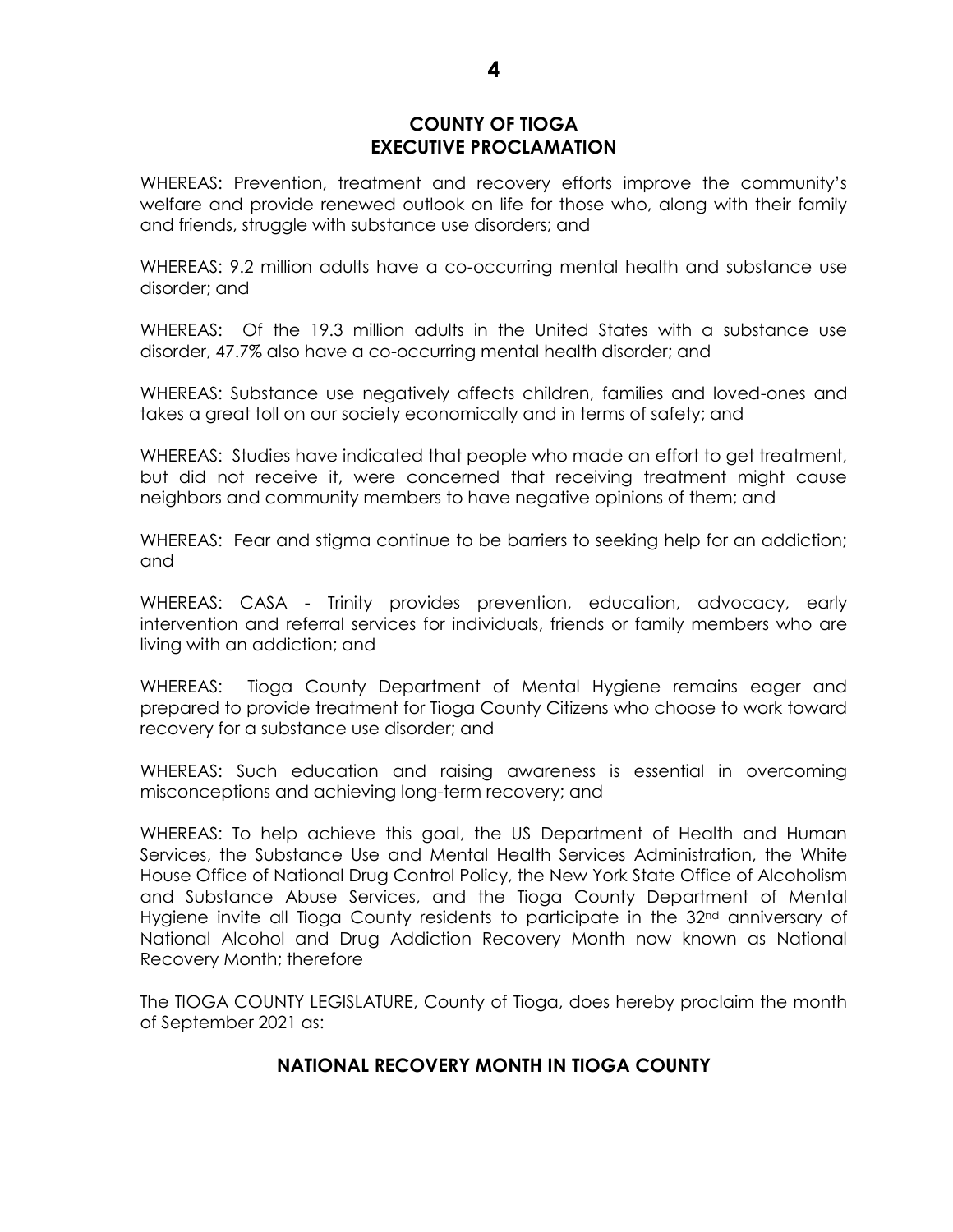## COUNTY OF TIOGA
## EXECUTIVE PROCLAMATION

WHEREAS: Prevention, treatment and recovery efforts improve the community's welfare and provide renewed outlook on life for those who, along with their family and friends, struggle with substance use disorders; and

WHEREAS: 9.2 million adults have a co-occurring mental health and substance use disorder; and

WHEREAS: Of the 19.3 million adults in the United States with a substance use disorder, 47.7% also have a co-occurring mental health disorder; and

WHEREAS: Substance use negatively affects children, families and loved-ones and takes a great toll on our society economically and in terms of safety; and

WHEREAS: Studies have indicated that people who made an effort to get treatment, but did not receive it, were concerned that receiving treatment might cause neighbors and community members to have negative opinions of them; and

WHEREAS: Fear and stigma continue to be barriers to seeking help for an addiction; and

WHEREAS: CASA - Trinity provides prevention, education, advocacy, early intervention and referral services for individuals, friends or family members who are living with an addiction; and

WHEREAS: Tioga County Department of Mental Hygiene remains eager and prepared to provide treatment for Tioga County Citizens who choose to work toward recovery for a substance use disorder; and

WHEREAS: Such education and raising awareness is essential in overcoming misconceptions and achieving long-term recovery; and

WHEREAS: To help achieve this goal, the US Department of Health and Human Services, the Substance Use and Mental Health Services Administration, the White House Office of National Drug Control Policy, the New York State Office of Alcoholism and Substance Abuse Services, and the Tioga County Department of Mental Hygiene invite all Tioga County residents to participate in the 32nd anniversary of National Alcohol and Drug Addiction Recovery Month now known as National Recovery Month; therefore

The TIOGA COUNTY LEGISLATURE, County of Tioga, does hereby proclaim the month of September 2021 as:

**NATIONAL RECOVERY MONTH IN TIOGA COUNTY**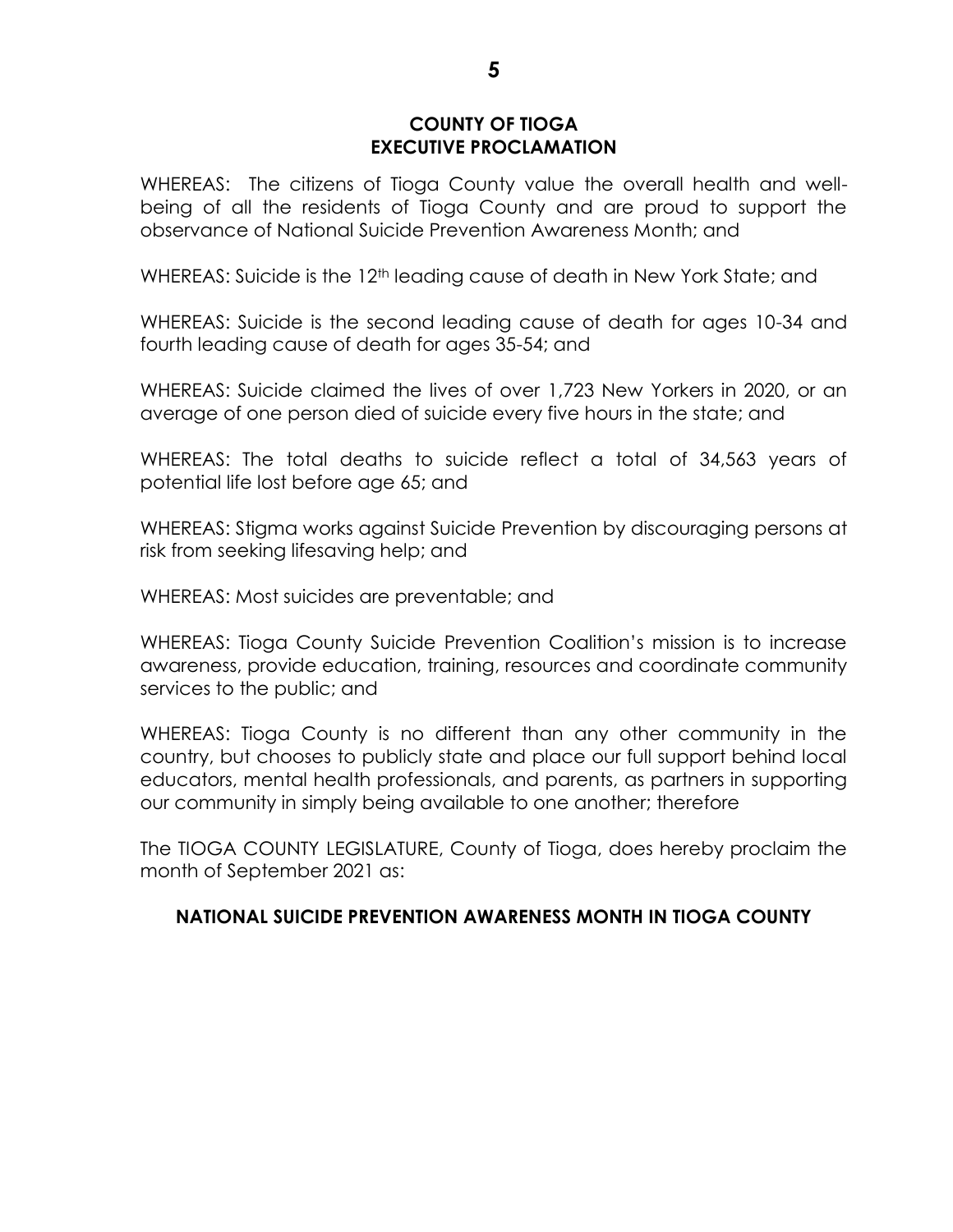**COUNTY OF TIOGA**
**EXECUTIVE PROCLAMATION**

WHEREAS: The citizens of Tioga County value the overall health and well-being of all the residents of Tioga County and are proud to support the observance of National Suicide Prevention Awareness Month; and

WHEREAS: Suicide is the 12th leading cause of death in New York State; and

WHEREAS: Suicide is the second leading cause of death for ages 10-34 and fourth leading cause of death for ages 35-54; and

WHEREAS: Suicide claimed the lives of over 1,723 New Yorkers in 2020, or an average of one person died of suicide every five hours in the state; and

WHEREAS: The total deaths to suicide reflect a total of 34,563 years of potential life lost before age 65; and

WHEREAS: Stigma works against Suicide Prevention by discouraging persons at risk from seeking lifesaving help; and

WHEREAS: Most suicides are preventable; and

WHEREAS: Tioga County Suicide Prevention Coalition's mission is to increase awareness, provide education, training, resources and coordinate community services to the public; and

WHEREAS: Tioga County is no different than any other community in the country, but chooses to publicly state and place our full support behind local educators, mental health professionals, and parents, as partners in supporting our community in simply being available to one another; therefore

The TIOGA COUNTY LEGISLATURE, County of Tioga, does hereby proclaim the month of September 2021 as:

**NATIONAL SUICIDE PREVENTION AWARENESS MONTH IN TIOGA COUNTY**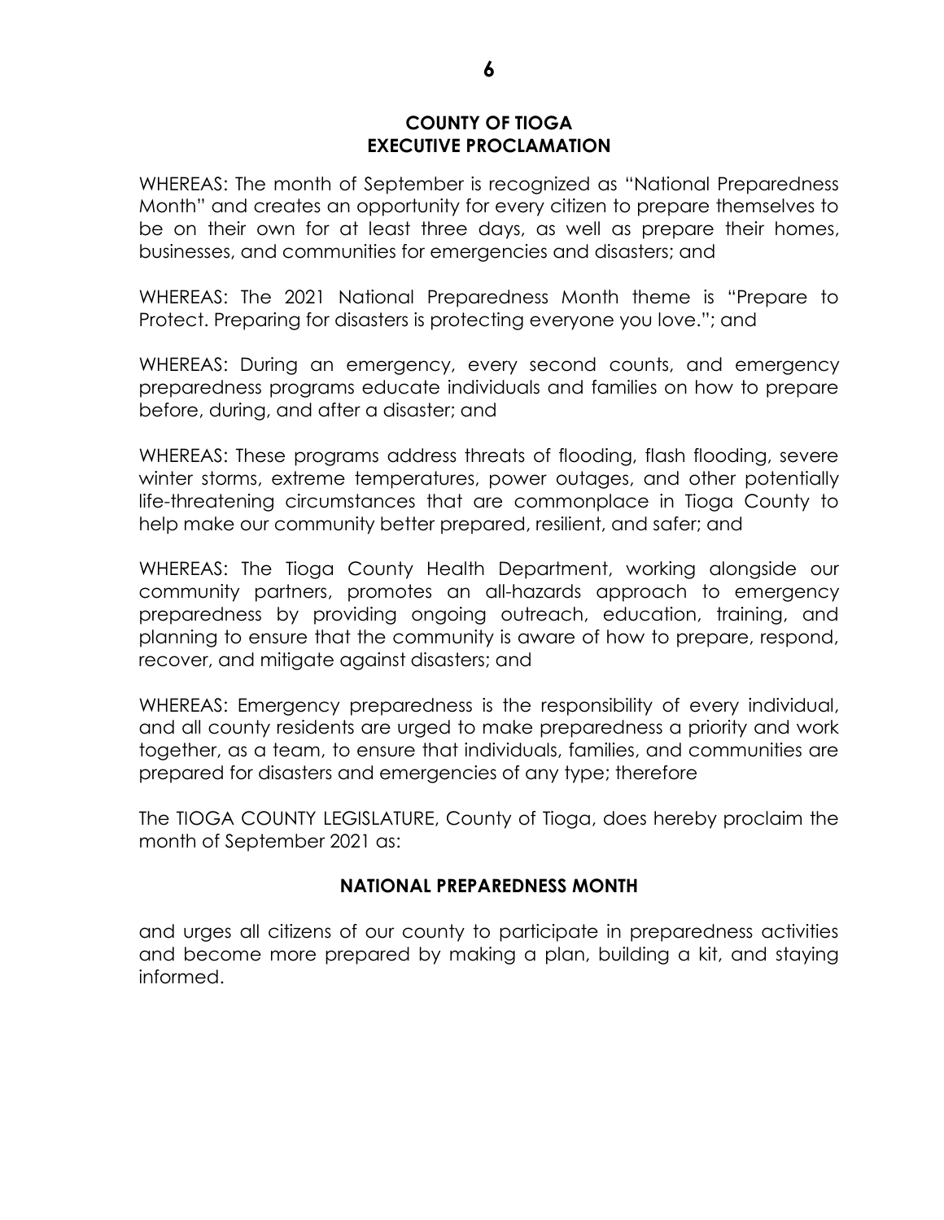## COUNTY OF TIOGA
## EXECUTIVE PROCLAMATION

WHEREAS: The month of September is recognized as "National Preparedness Month" and creates an opportunity for every citizen to prepare themselves to be on their own for at least three days, as well as prepare their homes, businesses, and communities for emergencies and disasters; and

WHEREAS: The 2021 National Preparedness Month theme is "Prepare to Protect. Preparing for disasters is protecting everyone you love."; and

WHEREAS: During an emergency, every second counts, and emergency preparedness programs educate individuals and families on how to prepare before, during, and after a disaster; and

WHEREAS: These programs address threats of flooding, flash flooding, severe winter storms, extreme temperatures, power outages, and other potentially life-threatening circumstances that are commonplace in Tioga County to help make our community better prepared, resilient, and safer; and

WHEREAS: The Tioga County Health Department, working alongside our community partners, promotes an all-hazards approach to emergency preparedness by providing ongoing outreach, education, training, and planning to ensure that the community is aware of how to prepare, respond, recover, and mitigate against disasters; and

WHEREAS: Emergency preparedness is the responsibility of every individual, and all county residents are urged to make preparedness a priority and work together, as a team, to ensure that individuals, families, and communities are prepared for disasters and emergencies of any type; therefore

The TIOGA COUNTY LEGISLATURE, County of Tioga, does hereby proclaim the month of September 2021 as:

**NATIONAL PREPAREDNESS MONTH**

and urges all citizens of our county to participate in preparedness activities and become more prepared by making a plan, building a kit, and staying informed.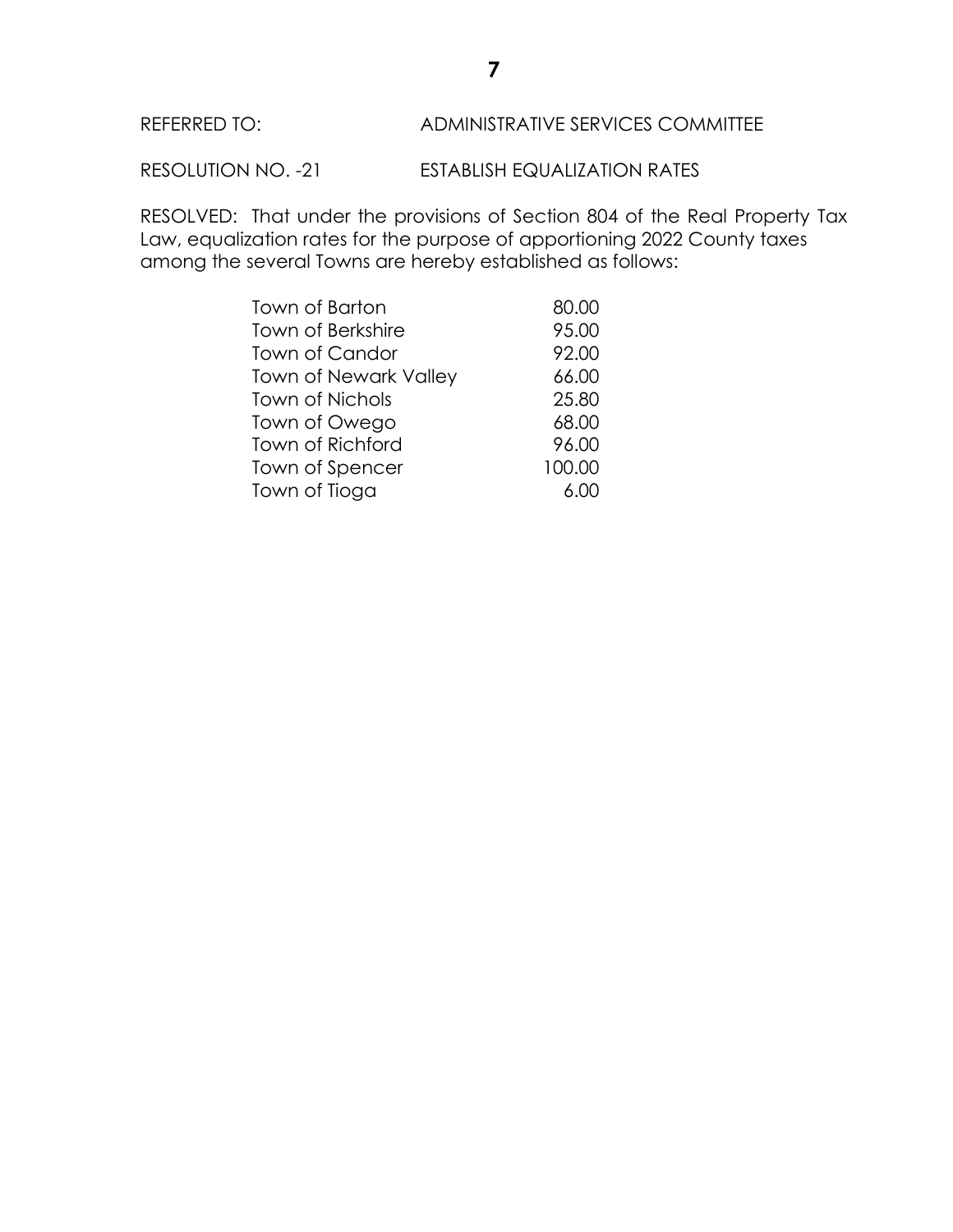REFERRED TO: ADMINISTRATIVE SERVICES COMMITTEE

RESOLUTION NO. -21 ESTABLISH EQUALIZATION RATES

RESOLVED: That under the provisions of Section 804 of the Real Property Tax Law, equalization rates for the purpose of apportioning 2022 County taxes among the several Towns are hereby established as follows:

| | |
|---|---:|
| Town of Barton | 80.00 |
| Town of Berkshire | 95.00 |
| Town of Candor | 92.00 |
| Town of Newark Valley | 66.00 |
| Town of Nichols | 25.80 |
| Town of Owego | 68.00 |
| Town of Richford | 96.00 |
| Town of Spencer | 100.00 |
| Town of Tioga | 6.00 |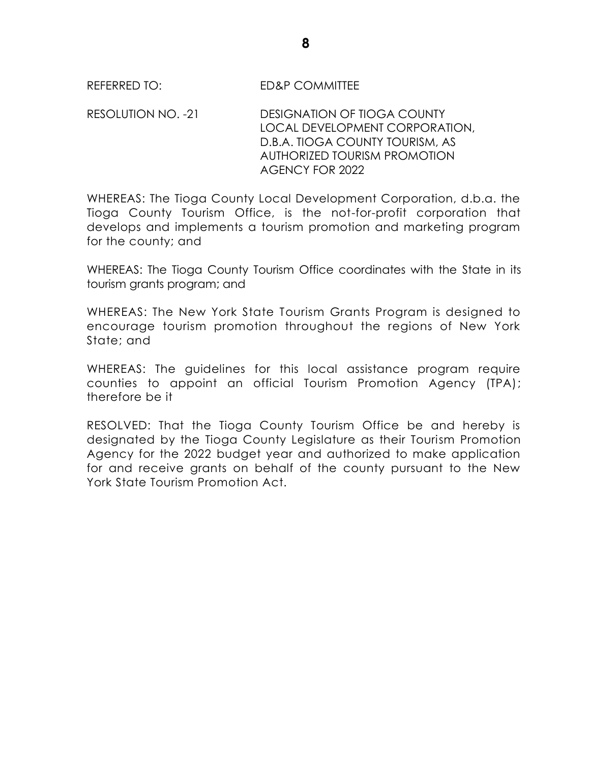REFERRED TO: ED&P COMMITTEE

RESOLUTION NO. -21 DESIGNATION OF TIOGA COUNTY LOCAL DEVELOPMENT CORPORATION, D.B.A. TIOGA COUNTY TOURISM, AS AUTHORIZED TOURISM PROMOTION AGENCY FOR 2022

WHEREAS: The Tioga County Local Development Corporation, d.b.a. the Tioga County Tourism Office, is the not-for-profit corporation that develops and implements a tourism promotion and marketing program for the county; and

WHEREAS: The Tioga County Tourism Office coordinates with the State in its tourism grants program; and

WHEREAS: The New York State Tourism Grants Program is designed to encourage tourism promotion throughout the regions of New York State; and

WHEREAS: The guidelines for this local assistance program require counties to appoint an official Tourism Promotion Agency (TPA); therefore be it

RESOLVED: That the Tioga County Tourism Office be and hereby is designated by the Tioga County Legislature as their Tourism Promotion Agency for the 2022 budget year and authorized to make application for and receive grants on behalf of the county pursuant to the New York State Tourism Promotion Act.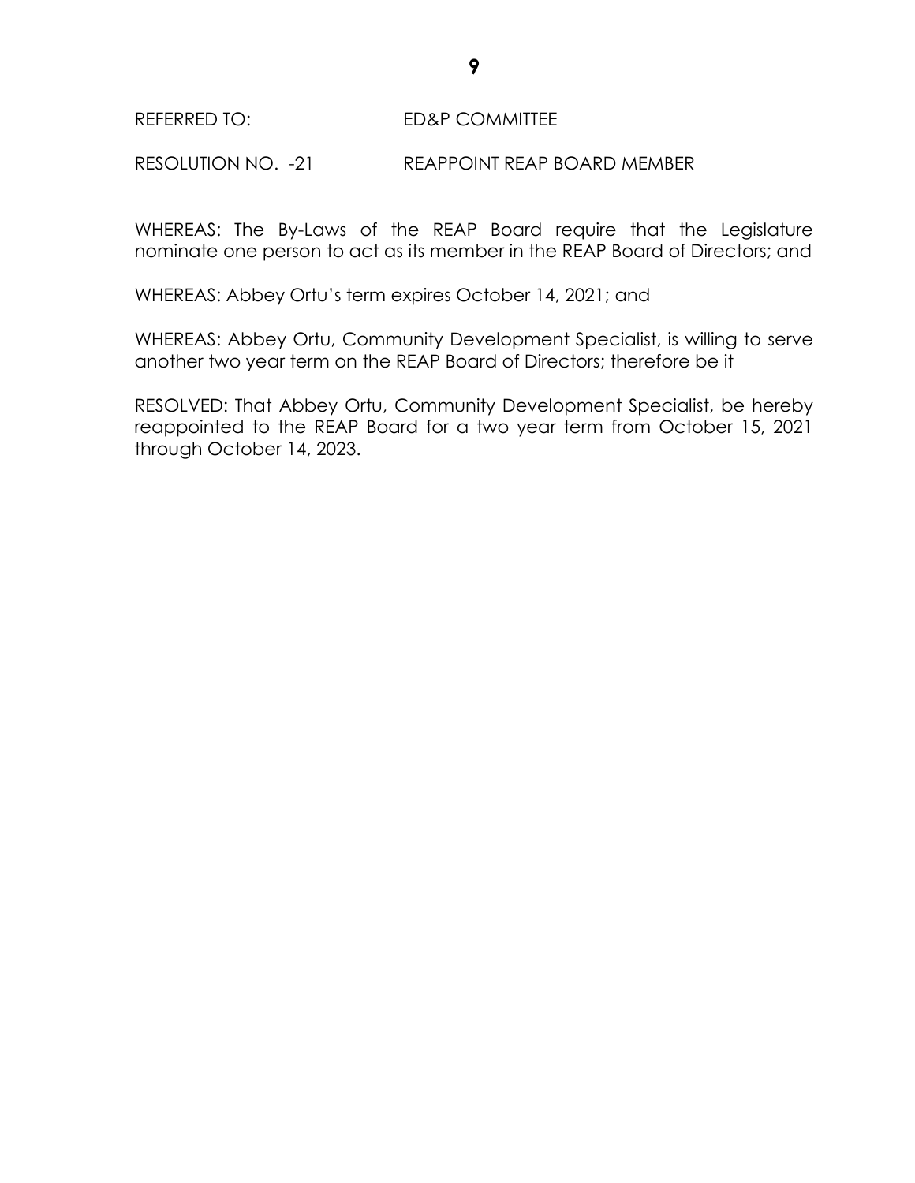REFERRED TO: ED&P COMMITTEE

RESOLUTION NO. -21 REAPPOINT REAP BOARD MEMBER

WHEREAS: The By-Laws of the REAP Board require that the Legislature nominate one person to act as its member in the REAP Board of Directors; and

WHEREAS: Abbey Ortu's term expires October 14, 2021; and

WHEREAS: Abbey Ortu, Community Development Specialist, is willing to serve another two year term on the REAP Board of Directors; therefore be it

RESOLVED: That Abbey Ortu, Community Development Specialist, be hereby reappointed to the REAP Board for a two year term from October 15, 2021 through October 14, 2023.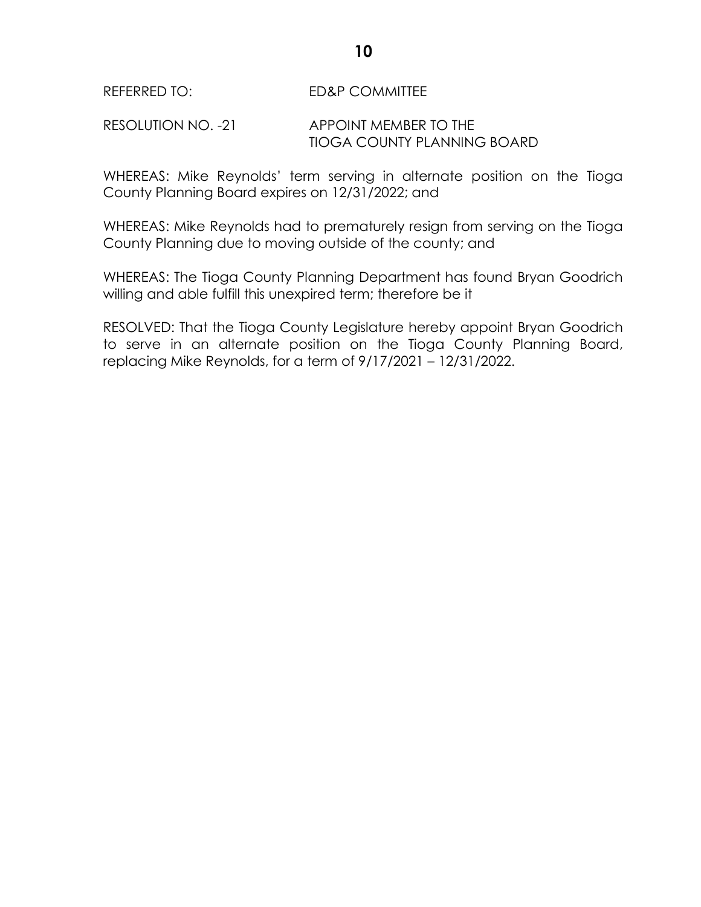REFERRED TO: ED&P COMMITTEE

RESOLUTION NO. -21 APPOINT MEMBER TO THE TIOGA COUNTY PLANNING BOARD

WHEREAS: Mike Reynolds' term serving in alternate position on the Tioga County Planning Board expires on 12/31/2022; and

WHEREAS: Mike Reynolds had to prematurely resign from serving on the Tioga County Planning due to moving outside of the county; and

WHEREAS: The Tioga County Planning Department has found Bryan Goodrich willing and able fulfill this unexpired term; therefore be it

RESOLVED: That the Tioga County Legislature hereby appoint Bryan Goodrich to serve in an alternate position on the Tioga County Planning Board, replacing Mike Reynolds, for a term of 9/17/2021 – 12/31/2022.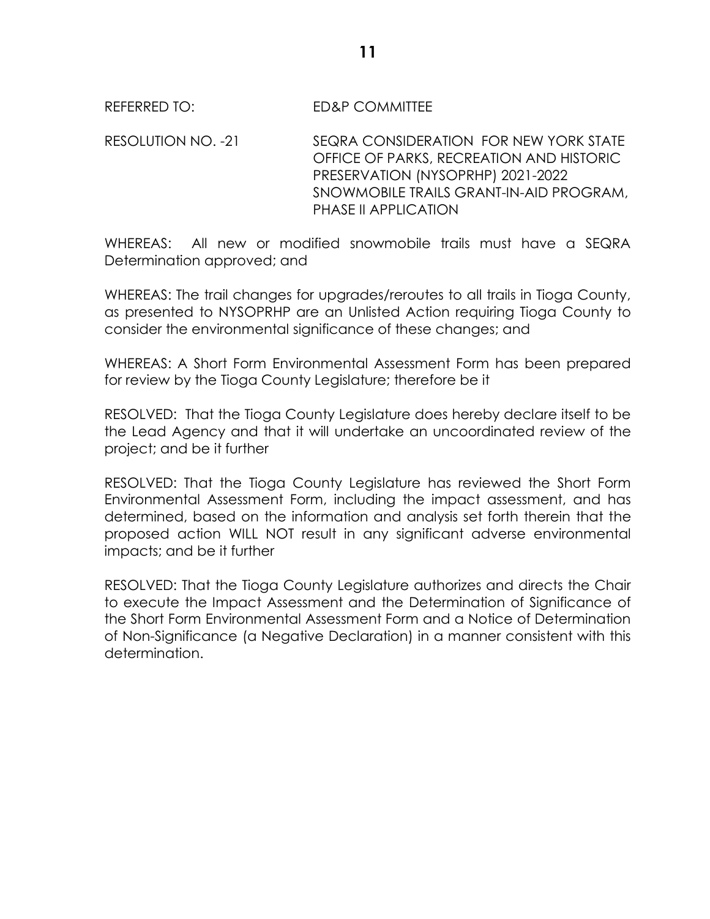REFERRED TO: ED&P COMMITTEE

RESOLUTION NO. -21 SEQRA CONSIDERATION FOR NEW YORK STATE OFFICE OF PARKS, RECREATION AND HISTORIC PRESERVATION (NYSOPRHP) 2021-2022 SNOWMOBILE TRAILS GRANT-IN-AID PROGRAM, PHASE II APPLICATION

WHEREAS: All new or modified snowmobile trails must have a SEQRA Determination approved; and

WHEREAS: The trail changes for upgrades/reroutes to all trails in Tioga County, as presented to NYSOPRHP are an Unlisted Action requiring Tioga County to consider the environmental significance of these changes; and

WHEREAS: A Short Form Environmental Assessment Form has been prepared for review by the Tioga County Legislature; therefore be it

RESOLVED: That the Tioga County Legislature does hereby declare itself to be the Lead Agency and that it will undertake an uncoordinated review of the project; and be it further

RESOLVED: That the Tioga County Legislature has reviewed the Short Form Environmental Assessment Form, including the impact assessment, and has determined, based on the information and analysis set forth therein that the proposed action WILL NOT result in any significant adverse environmental impacts; and be it further

RESOLVED: That the Tioga County Legislature authorizes and directs the Chair to execute the Impact Assessment and the Determination of Significance of the Short Form Environmental Assessment Form and a Notice of Determination of Non-Significance (a Negative Declaration) in a manner consistent with this determination.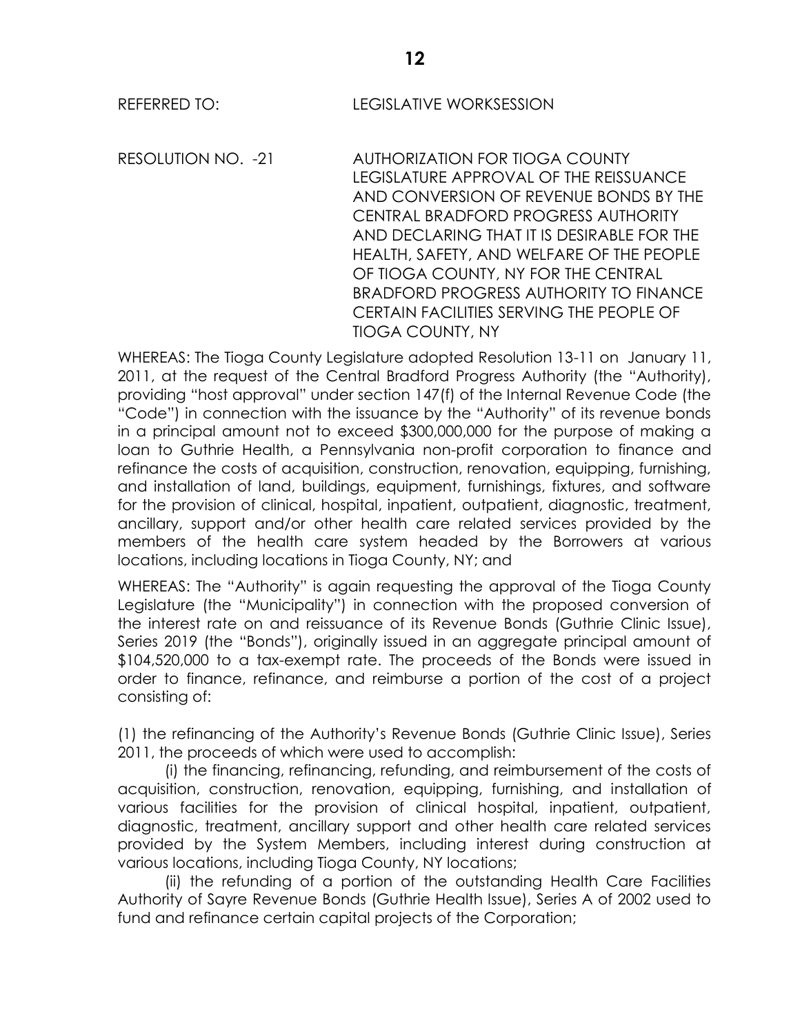REFERRED TO: LEGISLATIVE WORKSESSION

RESOLUTION NO. -21 AUTHORIZATION FOR TIOGA COUNTY LEGISLATURE APPROVAL OF THE REISSUANCE AND CONVERSION OF REVENUE BONDS BY THE CENTRAL BRADFORD PROGRESS AUTHORITY AND DECLARING THAT IT IS DESIRABLE FOR THE HEALTH, SAFETY, AND WELFARE OF THE PEOPLE OF TIOGA COUNTY, NY FOR THE CENTRAL BRADFORD PROGRESS AUTHORITY TO FINANCE CERTAIN FACILITIES SERVING THE PEOPLE OF TIOGA COUNTY, NY

WHEREAS: The Tioga County Legislature adopted Resolution 13-11 on January 11, 2011, at the request of the Central Bradford Progress Authority (the "Authority), providing "host approval" under section 147(f) of the Internal Revenue Code (the "Code") in connection with the issuance by the "Authority" of its revenue bonds in a principal amount not to exceed $300,000,000 for the purpose of making a loan to Guthrie Health, a Pennsylvania non-profit corporation to finance and refinance the costs of acquisition, construction, renovation, equipping, furnishing, and installation of land, buildings, equipment, furnishings, fixtures, and software for the provision of clinical, hospital, inpatient, outpatient, diagnostic, treatment, ancillary, support and/or other health care related services provided by the members of the health care system headed by the Borrowers at various locations, including locations in Tioga County, NY; and

WHEREAS: The "Authority" is again requesting the approval of the Tioga County Legislature (the "Municipality") in connection with the proposed conversion of the interest rate on and reissuance of its Revenue Bonds (Guthrie Clinic Issue), Series 2019 (the "Bonds"), originally issued in an aggregate principal amount of $104,520,000 to a tax-exempt rate. The proceeds of the Bonds were issued in order to finance, refinance, and reimburse a portion of the cost of a project consisting of:

(1) the refinancing of the Authority's Revenue Bonds (Guthrie Clinic Issue), Series 2011, the proceeds of which were used to accomplish:

(i) the financing, refinancing, refunding, and reimbursement of the costs of acquisition, construction, renovation, equipping, furnishing, and installation of various facilities for the provision of clinical hospital, inpatient, outpatient, diagnostic, treatment, ancillary support and other health care related services provided by the System Members, including interest during construction at various locations, including Tioga County, NY locations;

(ii) the refunding of a portion of the outstanding Health Care Facilities Authority of Sayre Revenue Bonds (Guthrie Health Issue), Series A of 2002 used to fund and refinance certain capital projects of the Corporation;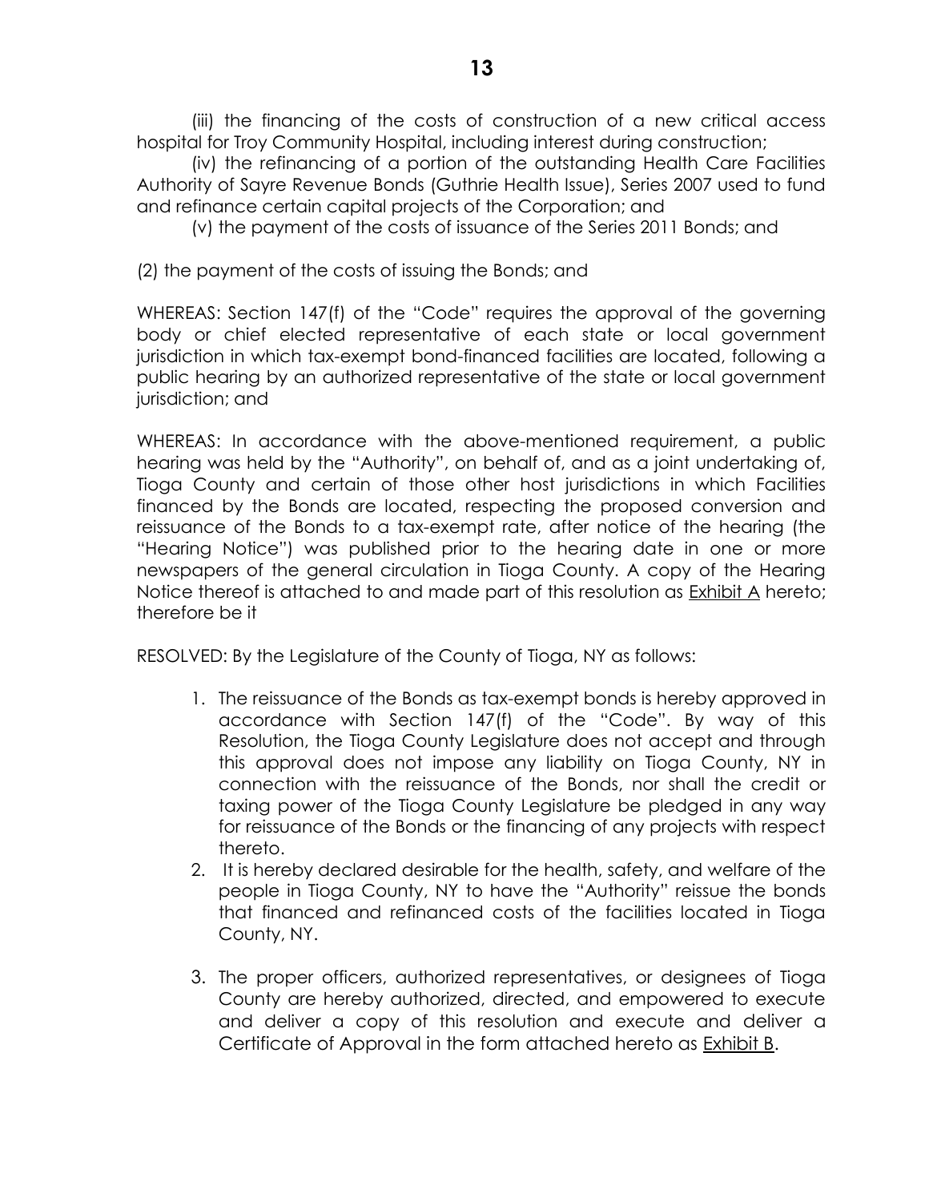(iii) the financing of the costs of construction of a new critical access hospital for Troy Community Hospital, including interest during construction;

(iv) the refinancing of a portion of the outstanding Health Care Facilities Authority of Sayre Revenue Bonds (Guthrie Health Issue), Series 2007 used to fund and refinance certain capital projects of the Corporation; and

(v) the payment of the costs of issuance of the Series 2011 Bonds; and

(2) the payment of the costs of issuing the Bonds; and

WHEREAS: Section 147(f) of the "Code" requires the approval of the governing body or chief elected representative of each state or local government jurisdiction in which tax-exempt bond-financed facilities are located, following a public hearing by an authorized representative of the state or local government jurisdiction; and

WHEREAS: In accordance with the above-mentioned requirement, a public hearing was held by the "Authority", on behalf of, and as a joint undertaking of, Tioga County and certain of those other host jurisdictions in which Facilities financed by the Bonds are located, respecting the proposed conversion and reissuance of the Bonds to a tax-exempt rate, after notice of the hearing (the "Hearing Notice") was published prior to the hearing date in one or more newspapers of the general circulation in Tioga County. A copy of the Hearing Notice thereof is attached to and made part of this resolution as Exhibit A hereto; therefore be it

RESOLVED: By the Legislature of the County of Tioga, NY as follows:

1. The reissuance of the Bonds as tax-exempt bonds is hereby approved in accordance with Section 147(f) of the "Code". By way of this Resolution, the Tioga County Legislature does not accept and through this approval does not impose any liability on Tioga County, NY in connection with the reissuance of the Bonds, nor shall the credit or taxing power of the Tioga County Legislature be pledged in any way for reissuance of the Bonds or the financing of any projects with respect thereto.
2. It is hereby declared desirable for the health, safety, and welfare of the people in Tioga County, NY to have the "Authority" reissue the bonds that financed and refinanced costs of the facilities located in Tioga County, NY.
3. The proper officers, authorized representatives, or designees of Tioga County are hereby authorized, directed, and empowered to execute and deliver a copy of this resolution and execute and deliver a Certificate of Approval in the form attached hereto as Exhibit B.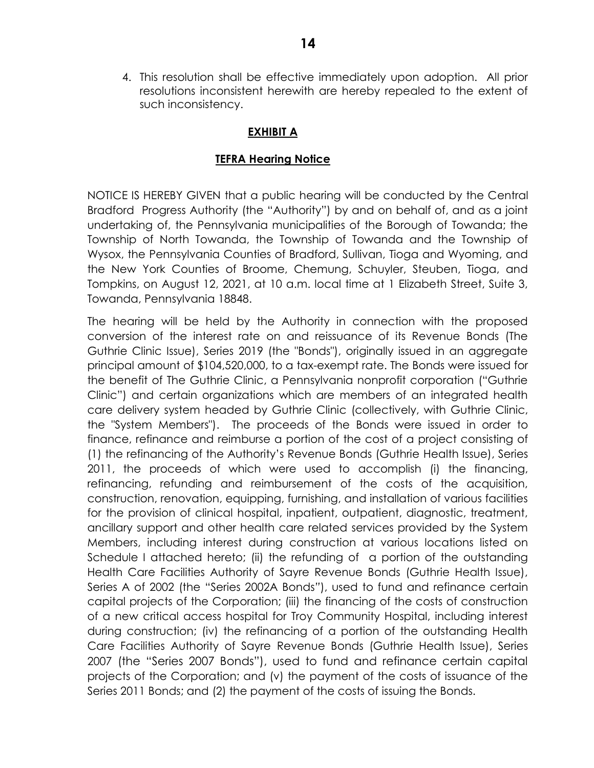4. This resolution shall be effective immediately upon adoption. All prior resolutions inconsistent herewith are hereby repealed to the extent of such inconsistency.

## **EXHIBIT A**

### **TEFRA Hearing Notice**

NOTICE IS HEREBY GIVEN that a public hearing will be conducted by the Central Bradford Progress Authority (the "Authority") by and on behalf of, and as a joint undertaking of, the Pennsylvania municipalities of the Borough of Towanda; the Township of North Towanda, the Township of Towanda and the Township of Wysox, the Pennsylvania Counties of Bradford, Sullivan, Tioga and Wyoming, and the New York Counties of Broome, Chemung, Schuyler, Steuben, Tioga, and Tompkins, on August 12, 2021, at 10 a.m. local time at 1 Elizabeth Street, Suite 3, Towanda, Pennsylvania 18848.

The hearing will be held by the Authority in connection with the proposed conversion of the interest rate on and reissuance of its Revenue Bonds (The Guthrie Clinic Issue), Series 2019 (the "Bonds"), originally issued in an aggregate principal amount of $104,520,000, to a tax-exempt rate. The Bonds were issued for the benefit of The Guthrie Clinic, a Pennsylvania nonprofit corporation ("Guthrie Clinic") and certain organizations which are members of an integrated health care delivery system headed by Guthrie Clinic (collectively, with Guthrie Clinic, the "System Members"). The proceeds of the Bonds were issued in order to finance, refinance and reimburse a portion of the cost of a project consisting of (1) the refinancing of the Authority's Revenue Bonds (Guthrie Health Issue), Series 2011, the proceeds of which were used to accomplish (i) the financing, refinancing, refunding and reimbursement of the costs of the acquisition, construction, renovation, equipping, furnishing, and installation of various facilities for the provision of clinical hospital, inpatient, outpatient, diagnostic, treatment, ancillary support and other health care related services provided by the System Members, including interest during construction at various locations listed on Schedule I attached hereto; (ii) the refunding of a portion of the outstanding Health Care Facilities Authority of Sayre Revenue Bonds (Guthrie Health Issue), Series A of 2002 (the "Series 2002A Bonds"), used to fund and refinance certain capital projects of the Corporation; (iii) the financing of the costs of construction of a new critical access hospital for Troy Community Hospital, including interest during construction; (iv) the refinancing of a portion of the outstanding Health Care Facilities Authority of Sayre Revenue Bonds (Guthrie Health Issue), Series 2007 (the "Series 2007 Bonds"), used to fund and refinance certain capital projects of the Corporation; and (v) the payment of the costs of issuance of the Series 2011 Bonds; and (2) the payment of the costs of issuing the Bonds.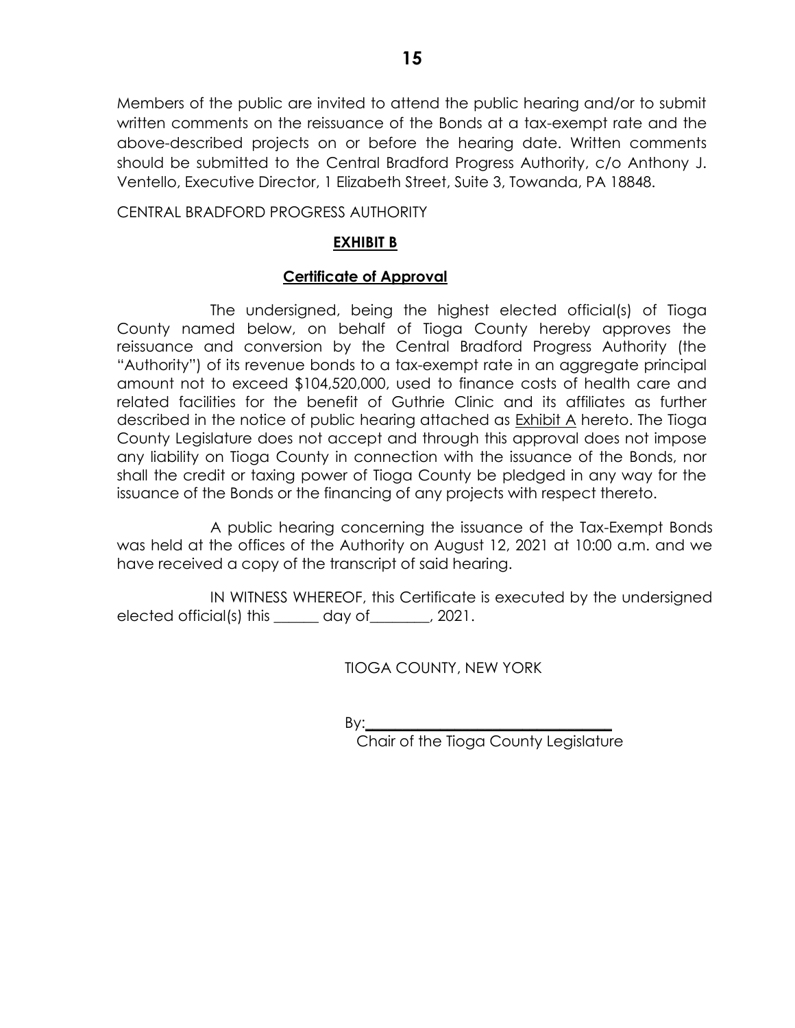Members of the public are invited to attend the public hearing and/or to submit written comments on the reissuance of the Bonds at a tax-exempt rate and the above-described projects on or before the hearing date. Written comments should be submitted to the Central Bradford Progress Authority, c/o Anthony J. Ventello, Executive Director, 1 Elizabeth Street, Suite 3, Towanda, PA 18848.

CENTRAL BRADFORD PROGRESS AUTHORITY

**EXHIBIT B**

**Certificate of Approval**

The undersigned, being the highest elected official(s) of Tioga County named below, on behalf of Tioga County hereby approves the reissuance and conversion by the Central Bradford Progress Authority (the "Authority") of its revenue bonds to a tax-exempt rate in an aggregate principal amount not to exceed $104,520,000, used to finance costs of health care and related facilities for the benefit of Guthrie Clinic and its affiliates as further described in the notice of public hearing attached as Exhibit A hereto. The Tioga County Legislature does not accept and through this approval does not impose any liability on Tioga County in connection with the issuance of the Bonds, nor shall the credit or taxing power of Tioga County be pledged in any way for the issuance of the Bonds or the financing of any projects with respect thereto.

A public hearing concerning the issuance of the Tax-Exempt Bonds was held at the offices of the Authority on August 12, 2021 at 10:00 a.m. and we have received a copy of the transcript of said hearing.

IN WITNESS WHEREOF, this Certificate is executed by the undersigned elected official(s) this ______ day of________, 2021.

TIOGA COUNTY, NEW YORK

By:________________________________

Chair of the Tioga County Legislature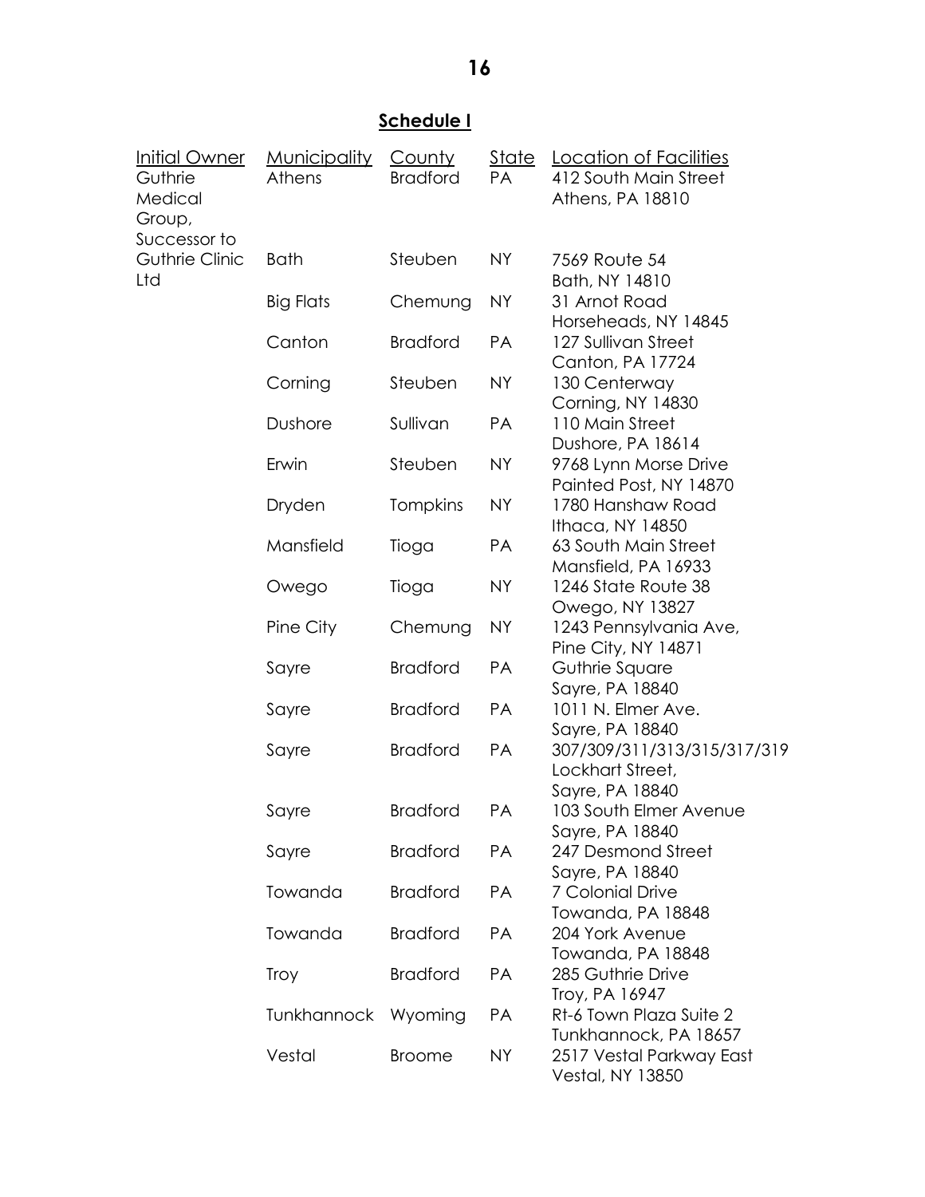**Schedule I**

| Initial Owner | Municipality | County | State | Location of Facilities |
|---|---|---|---|---|
| Guthrie Medical Group, Successor to Guthrie Clinic Ltd | Athens | Bradford | PA | 412 South Main Street Athens, PA 18810 |
| | Bath | Steuben | NY | 7569 Route 54 Bath, NY 14810 |
| | Big Flats | Chemung | NY | 31 Arnot Road Horseheads, NY 14845 |
| | Canton | Bradford | PA | 127 Sullivan Street Canton, PA 17724 |
| | Corning | Steuben | NY | 130 Centerway Corning, NY 14830 |
| | Dushore | Sullivan | PA | 110 Main Street Dushore, PA 18614 |
| | Erwin | Steuben | NY | 9768 Lynn Morse Drive Painted Post, NY 14870 |
| | Dryden | Tompkins | NY | 1780 Hanshaw Road Ithaca, NY 14850 |
| | Mansfield | Tioga | PA | 63 South Main Street Mansfield, PA 16933 |
| | Owego | Tioga | NY | 1246 State Route 38 Owego, NY 13827 |
| | Pine City | Chemung | NY | 1243 Pennsylvania Ave, Pine City, NY 14871 |
| | Sayre | Bradford | PA | Guthrie Square Sayre, PA 18840 |
| | Sayre | Bradford | PA | 1011 N. Elmer Ave. Sayre, PA 18840 |
| | Sayre | Bradford | PA | 307/309/311/313/315/317/319 Lockhart Street, Sayre, PA 18840 |
| | Sayre | Bradford | PA | 103 South Elmer Avenue Sayre, PA 18840 |
| | Sayre | Bradford | PA | 247 Desmond Street Sayre, PA 18840 |
| | Towanda | Bradford | PA | 7 Colonial Drive Towanda, PA 18848 |
| | Towanda | Bradford | PA | 204 York Avenue Towanda, PA 18848 |
| | Troy | Bradford | PA | 285 Guthrie Drive Troy, PA 16947 |
| | Tunkhannock | Wyoming | PA | Rt-6 Town Plaza Suite 2 Tunkhannock, PA 18657 |
| | Vestal | Broome | NY | 2517 Vestal Parkway East Vestal, NY 13850 |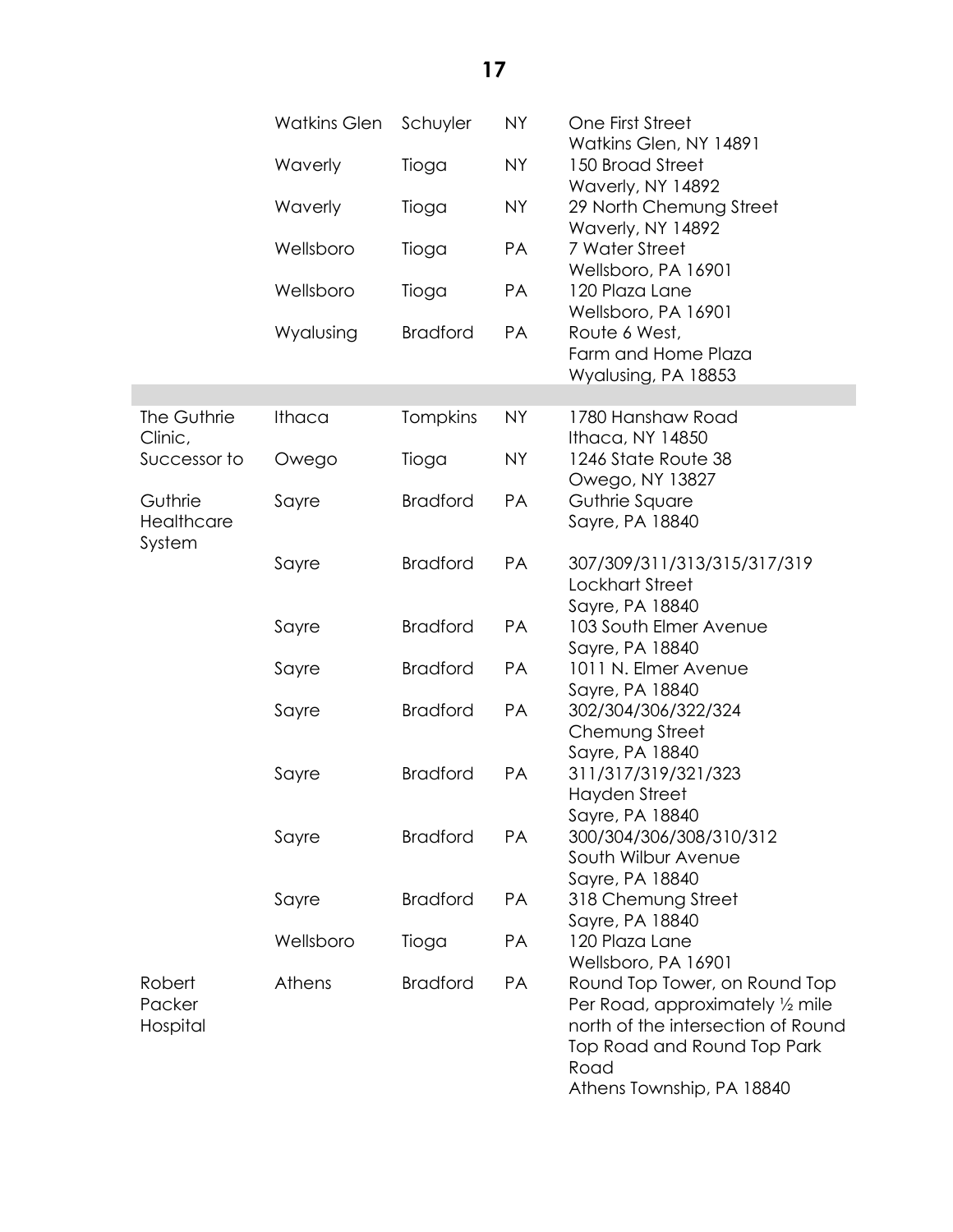| | | | | |
|---|---|---|---|---|
| | Watkins Glen | Schuyler | NY | One First Street<br>Watkins Glen, NY 14891 |
| | Waverly | Tioga | NY | 150 Broad Street<br>Waverly, NY 14892 |
| | Waverly | Tioga | NY | 29 North Chemung Street<br>Waverly, NY 14892 |
| | Wellsboro | Tioga | PA | 7 Water Street<br>Wellsboro, PA 16901 |
| | Wellsboro | Tioga | PA | 120 Plaza Lane<br>Wellsboro, PA 16901 |
| | Wyalusing | Bradford | PA | Route 6 West,<br>Farm and Home Plaza<br>Wyalusing, PA 18853 |
| | | | | |
| The Guthrie Clinic, | Ithaca | Tompkins | NY | 1780 Hanshaw Road<br>Ithaca, NY 14850 |
| Successor to | Owego | Tioga | NY | 1246 State Route 38<br>Owego, NY 13827 |
| Guthrie Healthcare System | Sayre | Bradford | PA | Guthrie Square<br>Sayre, PA 18840 |
| | Sayre | Bradford | PA | 307/309/311/313/315/317/319<br>Lockhart Street<br>Sayre, PA 18840 |
| | Sayre | Bradford | PA | 103 South Elmer Avenue<br>Sayre, PA 18840 |
| | Sayre | Bradford | PA | 1011 N. Elmer Avenue<br>Sayre, PA 18840 |
| | Sayre | Bradford | PA | 302/304/306/322/324<br>Chemung Street<br>Sayre, PA 18840 |
| | Sayre | Bradford | PA | 311/317/319/321/323<br>Hayden Street<br>Sayre, PA 18840 |
| | Sayre | Bradford | PA | 300/304/306/308/310/312<br>South Wilbur Avenue<br>Sayre, PA 18840 |
| | Sayre | Bradford | PA | 318 Chemung Street<br>Sayre, PA 18840 |
| | Wellsboro | Tioga | PA | 120 Plaza Lane<br>Wellsboro, PA 16901 |
| Robert Packer Hospital | Athens | Bradford | PA | Round Top Tower, on Round Top Per Road, approximately ½ mile north of the intersection of Round Top Road and Round Top Park Road<br>Athens Township, PA 18840 |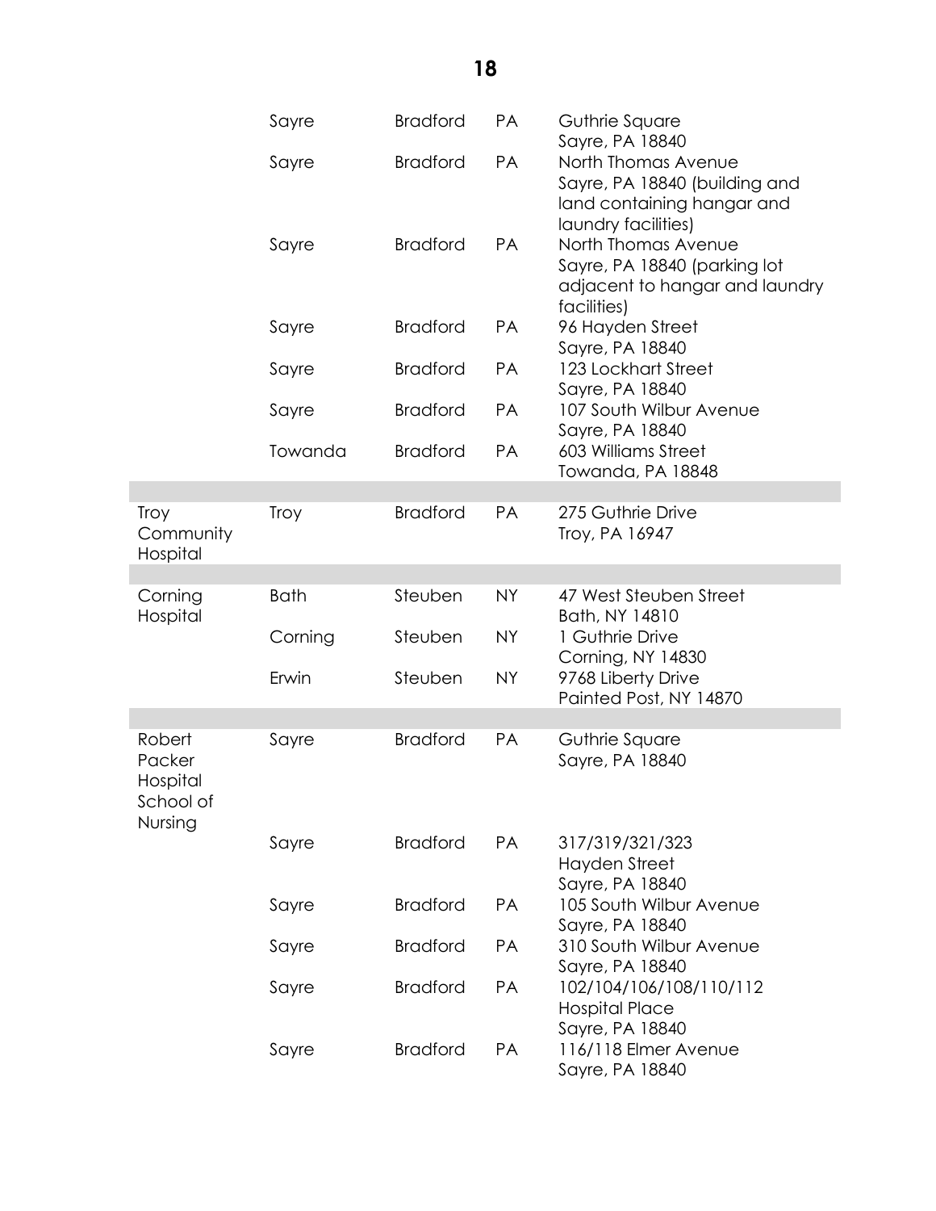| | | | | |
|---|---|---|---|---|
| | Sayre | Bradford | PA | Guthrie Square<br>Sayre, PA 18840 |
| | Sayre | Bradford | PA | North Thomas Avenue<br>Sayre, PA 18840 (building and land containing hangar and laundry facilities) |
| | Sayre | Bradford | PA | North Thomas Avenue<br>Sayre, PA 18840 (parking lot adjacent to hangar and laundry facilities) |
| | Sayre | Bradford | PA | 96 Hayden Street<br>Sayre, PA 18840 |
| | Sayre | Bradford | PA | 123 Lockhart Street<br>Sayre, PA 18840 |
| | Sayre | Bradford | PA | 107 South Wilbur Avenue<br>Sayre, PA 18840 |
| | Towanda | Bradford | PA | 603 Williams Street<br>Towanda, PA 18848 |
| | | | | |
| Troy Community Hospital | Troy | Bradford | PA | 275 Guthrie Drive<br>Troy, PA 16947 |
| | | | | |
| Corning Hospital | Bath | Steuben | NY | 47 West Steuben Street<br>Bath, NY 14810 |
| | Corning | Steuben | NY | 1 Guthrie Drive<br>Corning, NY 14830 |
| | Erwin | Steuben | NY | 9768 Liberty Drive<br>Painted Post, NY 14870 |
| | | | | |
| Robert Packer Hospital School of Nursing | Sayre | Bradford | PA | Guthrie Square<br>Sayre, PA 18840 |
| | Sayre | Bradford | PA | 317/319/321/323 Hayden Street<br>Sayre, PA 18840 |
| | Sayre | Bradford | PA | 105 South Wilbur Avenue<br>Sayre, PA 18840 |
| | Sayre | Bradford | PA | 310 South Wilbur Avenue<br>Sayre, PA 18840 |
| | Sayre | Bradford | PA | 102/104/106/108/110/112 Hospital Place<br>Sayre, PA 18840 |
| | Sayre | Bradford | PA | 116/118 Elmer Avenue<br>Sayre, PA 18840 |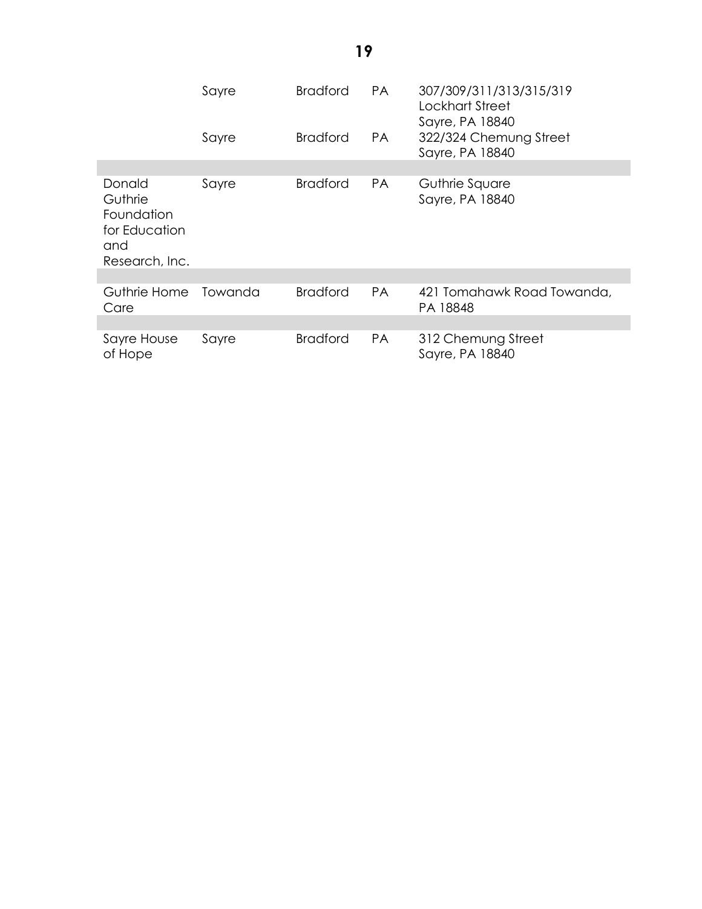| | | | | |
|---|---|---|---|---|
| | Sayre | Bradford | PA | 307/309/311/313/315/319 Lockhart Street Sayre, PA 18840 |
| | Sayre | Bradford | PA | 322/324 Chemung Street Sayre, PA 18840 |
| | | | | |
| Donald Guthrie Foundation for Education and Research, Inc. | Sayre | Bradford | PA | Guthrie Square Sayre, PA 18840 |
| | | | | |
| Guthrie Home Care | Towanda | Bradford | PA | 421 Tomahawk Road Towanda, PA 18848 |
| | | | | |
| Sayre House of Hope | Sayre | Bradford | PA | 312 Chemung Street Sayre, PA 18840 |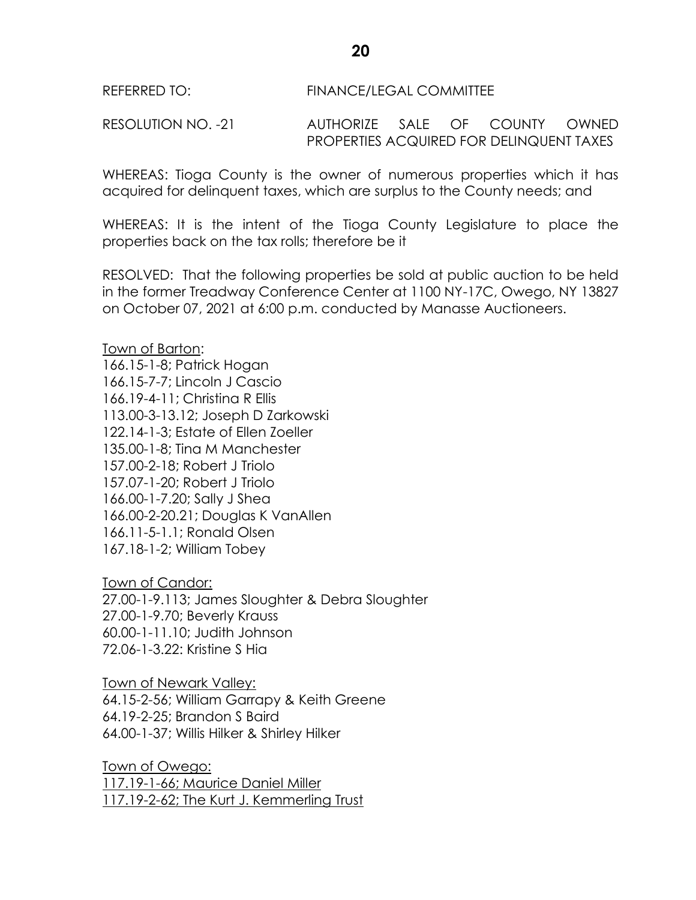REFERRED TO: FINANCE/LEGAL COMMITTEE

RESOLUTION NO. -21 AUTHORIZE SALE OF COUNTY OWNED PROPERTIES ACQUIRED FOR DELINQUENT TAXES

WHEREAS: Tioga County is the owner of numerous properties which it has acquired for delinquent taxes, which are surplus to the County needs; and

WHEREAS: It is the intent of the Tioga County Legislature to place the properties back on the tax rolls; therefore be it

RESOLVED: That the following properties be sold at public auction to be held in the former Treadway Conference Center at 1100 NY-17C, Owego, NY 13827 on October 07, 2021 at 6:00 p.m. conducted by Manasse Auctioneers.

Town of Barton:
166.15-1-8; Patrick Hogan
166.15-7-7; Lincoln J Cascio
166.19-4-11; Christina R Ellis
113.00-3-13.12; Joseph D Zarkowski
122.14-1-3; Estate of Ellen Zoeller
135.00-1-8; Tina M Manchester
157.00-2-18; Robert J Triolo
157.07-1-20; Robert J Triolo
166.00-1-7.20; Sally J Shea
166.00-2-20.21; Douglas K VanAllen
166.11-5-1.1; Ronald Olsen
167.18-1-2; William Tobey

Town of Candor:
27.00-1-9.113; James Sloughter & Debra Sloughter
27.00-1-9.70; Beverly Krauss
60.00-1-11.10; Judith Johnson
72.06-1-3.22: Kristine S Hia

Town of Newark Valley:
64.15-2-56; William Garrapy & Keith Greene
64.19-2-25; Brandon S Baird
64.00-1-37; Willis Hilker & Shirley Hilker

Town of Owego:
117.19-1-66; Maurice Daniel Miller
117.19-2-62; The Kurt J. Kemmerling Trust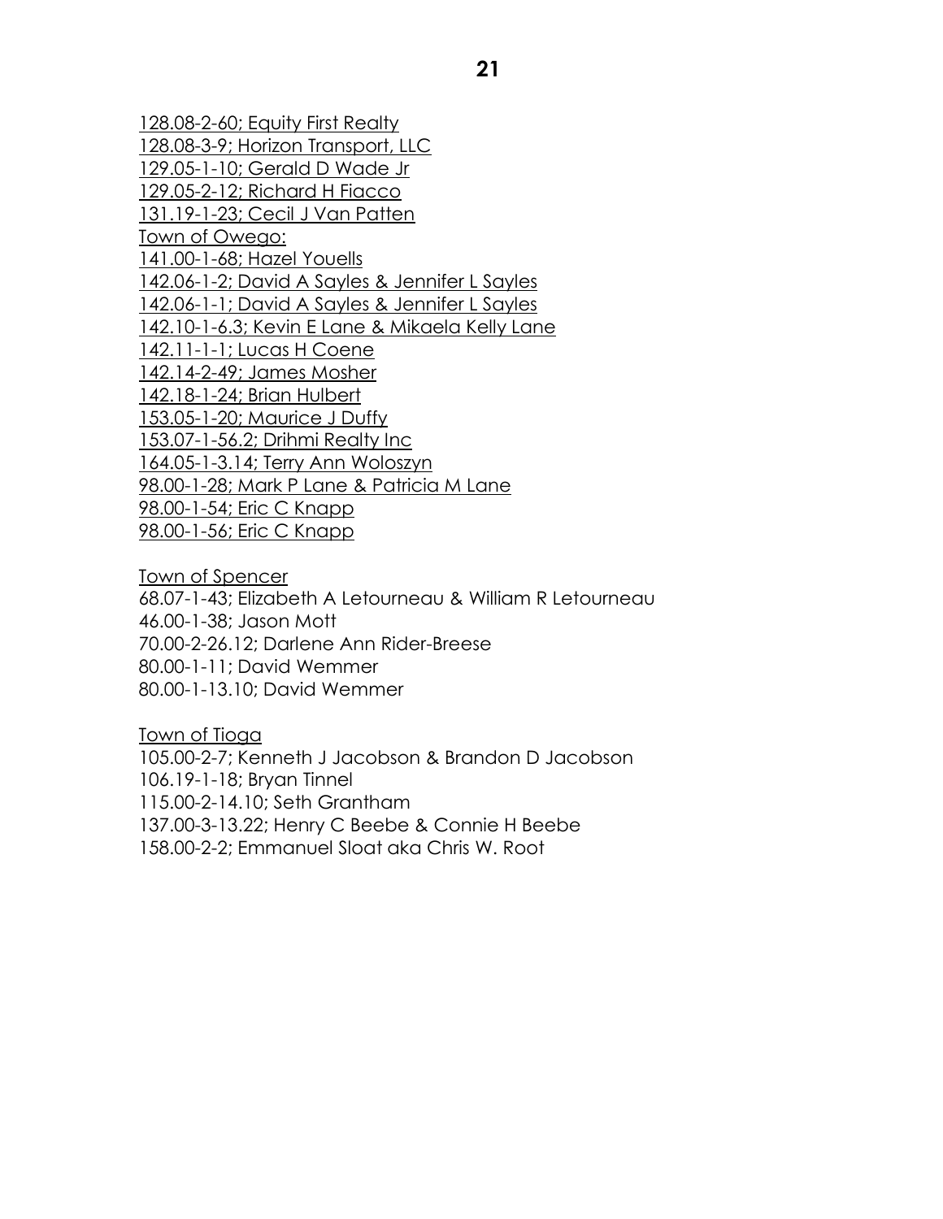<u>128.08-2-60; Equity First Realty</u>
<u>128.08-3-9; Horizon Transport, LLC</u>
<u>129.05-1-10; Gerald D Wade Jr</u>
<u>129.05-2-12; Richard H Fiacco</u>
<u>131.19-1-23; Cecil J Van Patten</u>
<u>Town of Owego:</u>
<u>141.00-1-68; Hazel Youells</u>
<u>142.06-1-2; David A Sayles & Jennifer L Sayles</u>
<u>142.06-1-1; David A Sayles & Jennifer L Sayles</u>
<u>142.10-1-6.3; Kevin E Lane & Mikaela Kelly Lane</u>
<u>142.11-1-1; Lucas H Coene</u>
<u>142.14-2-49; James Mosher</u>
<u>142.18-1-24; Brian Hulbert</u>
<u>153.05-1-20; Maurice J Duffy</u>
<u>153.07-1-56.2; Drihmi Realty Inc</u>
<u>164.05-1-3.14; Terry Ann Woloszyn</u>
<u>98.00-1-28; Mark P Lane & Patricia M Lane</u>
<u>98.00-1-54; Eric C Knapp</u>
<u>98.00-1-56; Eric C Knapp</u>

<u>Town of Spencer</u>
68.07-1-43; Elizabeth A Letourneau & William R Letourneau
46.00-1-38; Jason Mott
70.00-2-26.12; Darlene Ann Rider-Breese
80.00-1-11; David Wemmer
80.00-1-13.10; David Wemmer

<u>Town of Tioga</u>
105.00-2-7; Kenneth J Jacobson & Brandon D Jacobson
106.19-1-18; Bryan Tinnel
115.00-2-14.10; Seth Grantham
137.00-3-13.22; Henry C Beebe & Connie H Beebe
158.00-2-2; Emmanuel Sloat aka Chris W. Root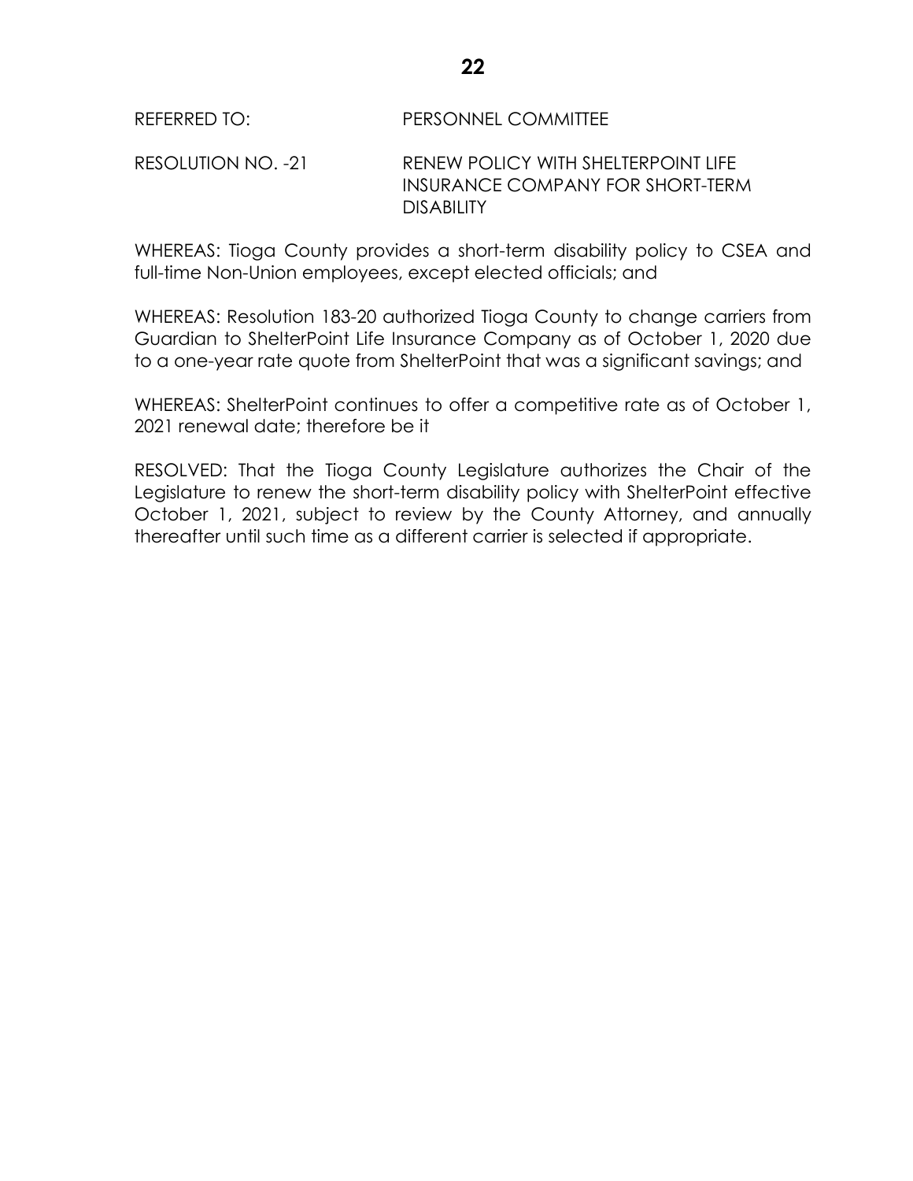REFERRED TO: PERSONNEL COMMITTEE

RESOLUTION NO. -21 RENEW POLICY WITH SHELTERPOINT LIFE INSURANCE COMPANY FOR SHORT-TERM DISABILITY

WHEREAS: Tioga County provides a short-term disability policy to CSEA and full-time Non-Union employees, except elected officials; and

WHEREAS: Resolution 183-20 authorized Tioga County to change carriers from Guardian to ShelterPoint Life Insurance Company as of October 1, 2020 due to a one-year rate quote from ShelterPoint that was a significant savings; and

WHEREAS: ShelterPoint continues to offer a competitive rate as of October 1, 2021 renewal date; therefore be it

RESOLVED: That the Tioga County Legislature authorizes the Chair of the Legislature to renew the short-term disability policy with ShelterPoint effective October 1, 2021, subject to review by the County Attorney, and annually thereafter until such time as a different carrier is selected if appropriate.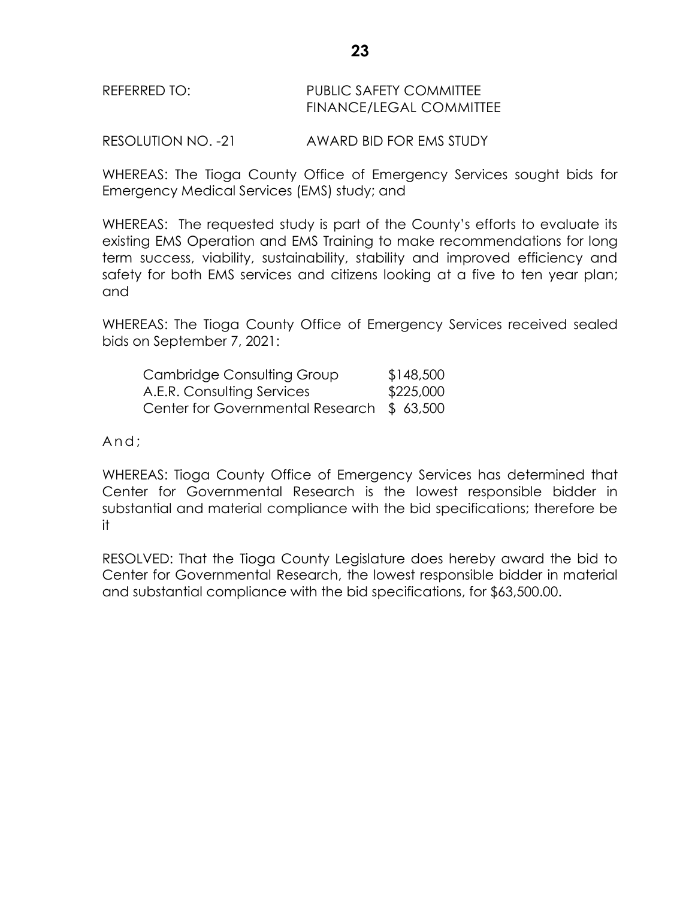REFERRED TO: PUBLIC SAFETY COMMITTEE
FINANCE/LEGAL COMMITTEE

RESOLUTION NO. -21 AWARD BID FOR EMS STUDY

WHEREAS: The Tioga County Office of Emergency Services sought bids for Emergency Medical Services (EMS) study; and

WHEREAS: The requested study is part of the County's efforts to evaluate its existing EMS Operation and EMS Training to make recommendations for long term success, viability, sustainability, stability and improved efficiency and safety for both EMS services and citizens looking at a five to ten year plan; and

WHEREAS: The Tioga County Office of Emergency Services received sealed bids on September 7, 2021:

| | |
|---|---|
| Cambridge Consulting Group | $148,500 |
| A.E.R. Consulting Services | $225,000 |
| Center for Governmental Research | $ 63,500 |

And;

WHEREAS: Tioga County Office of Emergency Services has determined that Center for Governmental Research is the lowest responsible bidder in substantial and material compliance with the bid specifications; therefore be it

RESOLVED: That the Tioga County Legislature does hereby award the bid to Center for Governmental Research, the lowest responsible bidder in material and substantial compliance with the bid specifications, for $63,500.00.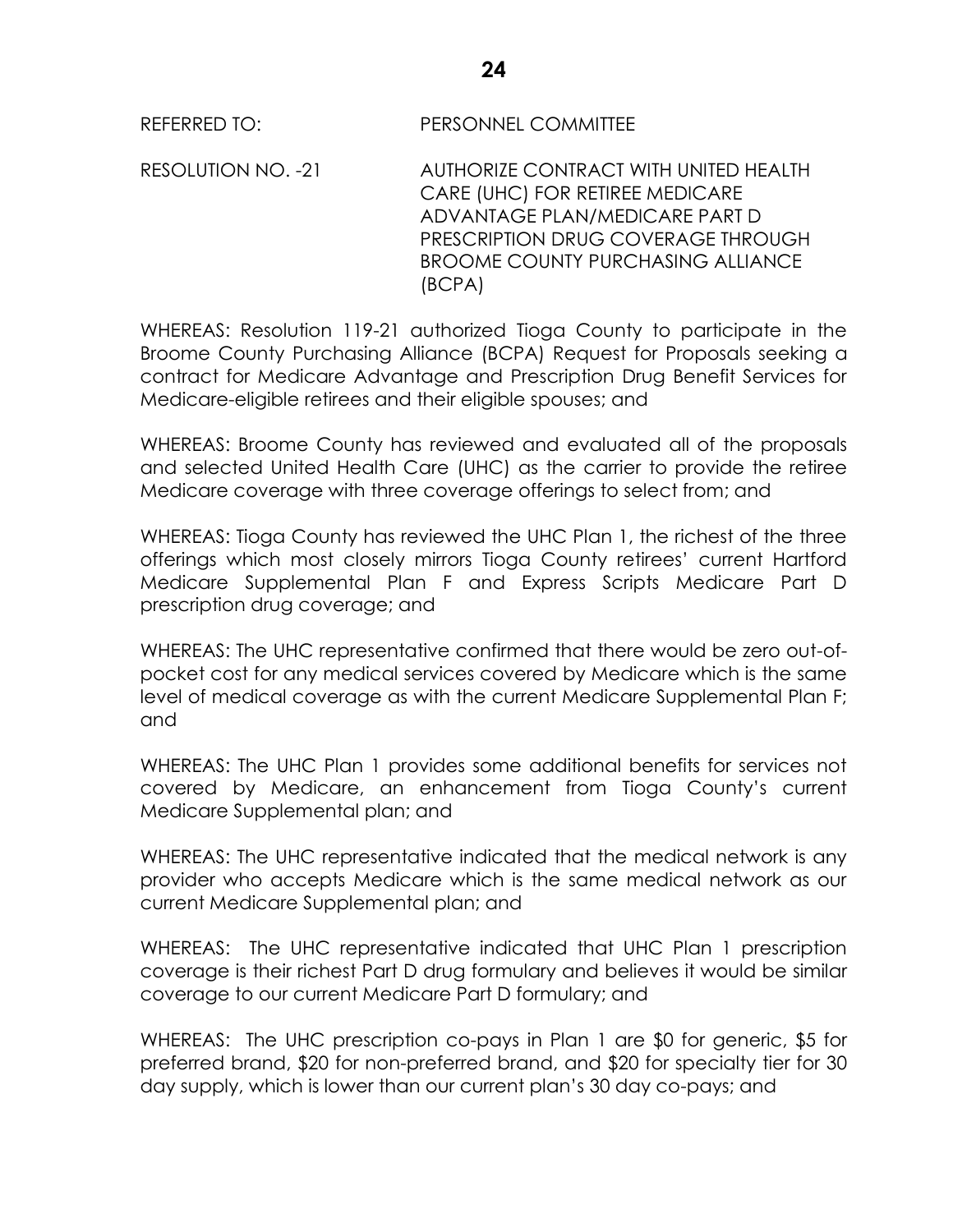REFERRED TO: PERSONNEL COMMITTEE

RESOLUTION NO. -21 AUTHORIZE CONTRACT WITH UNITED HEALTH CARE (UHC) FOR RETIREE MEDICARE ADVANTAGE PLAN/MEDICARE PART D PRESCRIPTION DRUG COVERAGE THROUGH BROOME COUNTY PURCHASING ALLIANCE (BCPA)

WHEREAS: Resolution 119-21 authorized Tioga County to participate in the Broome County Purchasing Alliance (BCPA) Request for Proposals seeking a contract for Medicare Advantage and Prescription Drug Benefit Services for Medicare-eligible retirees and their eligible spouses; and

WHEREAS: Broome County has reviewed and evaluated all of the proposals and selected United Health Care (UHC) as the carrier to provide the retiree Medicare coverage with three coverage offerings to select from; and

WHEREAS: Tioga County has reviewed the UHC Plan 1, the richest of the three offerings which most closely mirrors Tioga County retirees' current Hartford Medicare Supplemental Plan F and Express Scripts Medicare Part D prescription drug coverage; and

WHEREAS: The UHC representative confirmed that there would be zero out-of-pocket cost for any medical services covered by Medicare which is the same level of medical coverage as with the current Medicare Supplemental Plan F; and

WHEREAS: The UHC Plan 1 provides some additional benefits for services not covered by Medicare, an enhancement from Tioga County's current Medicare Supplemental plan; and

WHEREAS: The UHC representative indicated that the medical network is any provider who accepts Medicare which is the same medical network as our current Medicare Supplemental plan; and

WHEREAS: The UHC representative indicated that UHC Plan 1 prescription coverage is their richest Part D drug formulary and believes it would be similar coverage to our current Medicare Part D formulary; and

WHEREAS: The UHC prescription co-pays in Plan 1 are $0 for generic, $5 for preferred brand, $20 for non-preferred brand, and $20 for specialty tier for 30 day supply, which is lower than our current plan's 30 day co-pays; and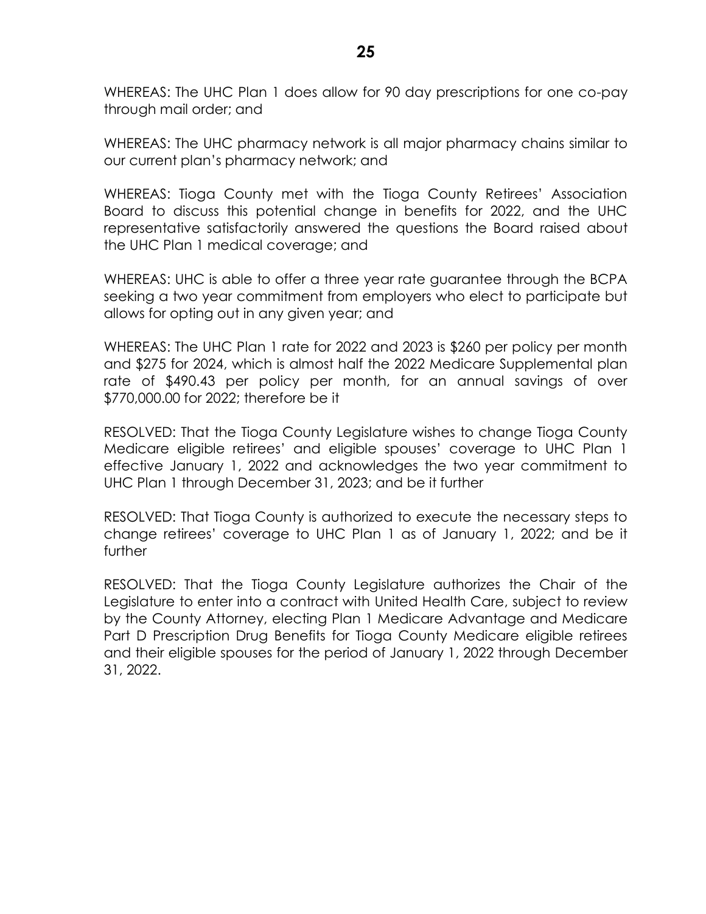WHEREAS: The UHC Plan 1 does allow for 90 day prescriptions for one co-pay through mail order; and

WHEREAS: The UHC pharmacy network is all major pharmacy chains similar to our current plan's pharmacy network; and

WHEREAS: Tioga County met with the Tioga County Retirees' Association Board to discuss this potential change in benefits for 2022, and the UHC representative satisfactorily answered the questions the Board raised about the UHC Plan 1 medical coverage; and

WHEREAS: UHC is able to offer a three year rate guarantee through the BCPA seeking a two year commitment from employers who elect to participate but allows for opting out in any given year; and

WHEREAS: The UHC Plan 1 rate for 2022 and 2023 is $260 per policy per month and $275 for 2024, which is almost half the 2022 Medicare Supplemental plan rate of $490.43 per policy per month, for an annual savings of over $770,000.00 for 2022; therefore be it

RESOLVED: That the Tioga County Legislature wishes to change Tioga County Medicare eligible retirees' and eligible spouses' coverage to UHC Plan 1 effective January 1, 2022 and acknowledges the two year commitment to UHC Plan 1 through December 31, 2023; and be it further

RESOLVED: That Tioga County is authorized to execute the necessary steps to change retirees' coverage to UHC Plan 1 as of January 1, 2022; and be it further

RESOLVED: That the Tioga County Legislature authorizes the Chair of the Legislature to enter into a contract with United Health Care, subject to review by the County Attorney, electing Plan 1 Medicare Advantage and Medicare Part D Prescription Drug Benefits for Tioga County Medicare eligible retirees and their eligible spouses for the period of January 1, 2022 through December 31, 2022.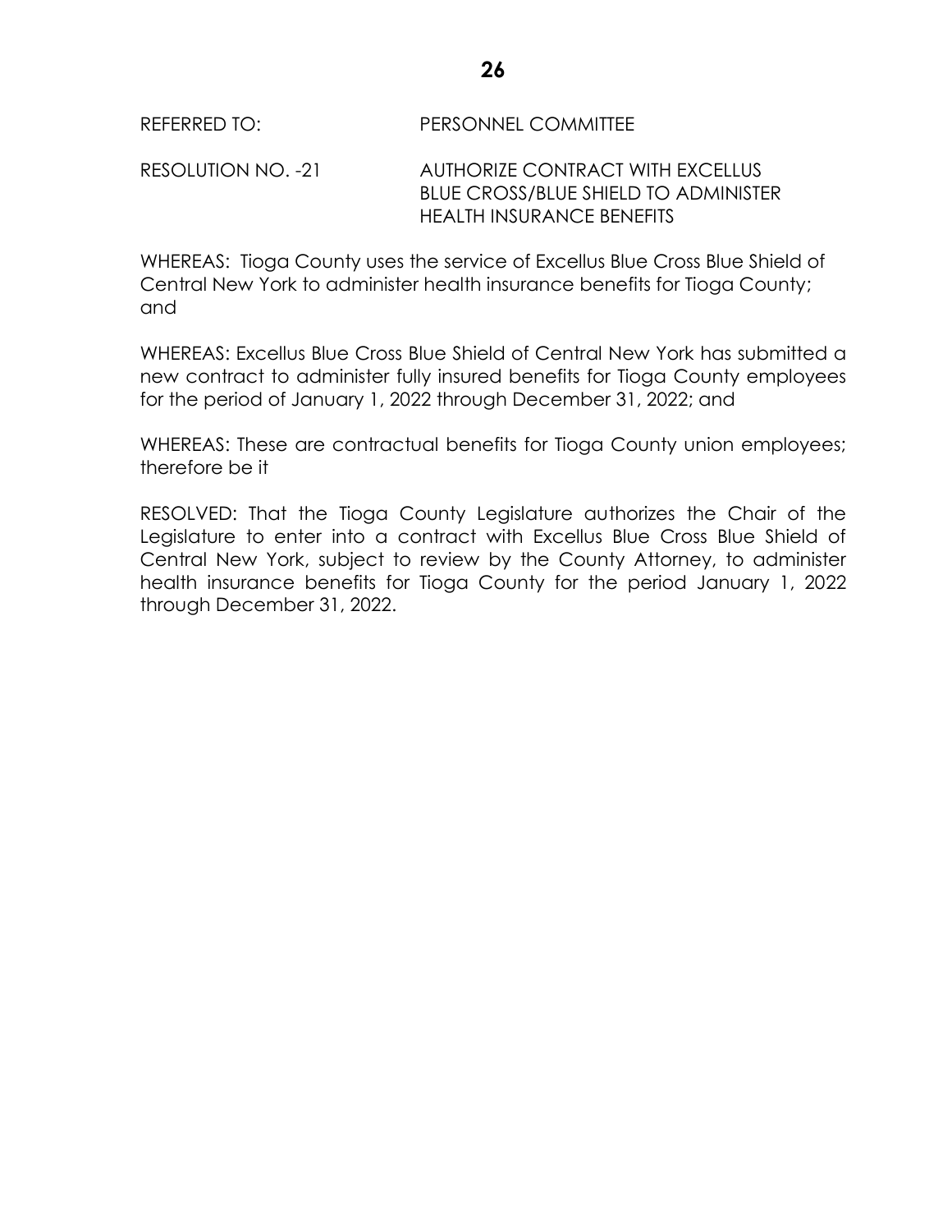REFERRED TO: PERSONNEL COMMITTEE

RESOLUTION NO. -21 AUTHORIZE CONTRACT WITH EXCELLUS BLUE CROSS/BLUE SHIELD TO ADMINISTER HEALTH INSURANCE BENEFITS

WHEREAS: Tioga County uses the service of Excellus Blue Cross Blue Shield of Central New York to administer health insurance benefits for Tioga County; and

WHEREAS: Excellus Blue Cross Blue Shield of Central New York has submitted a new contract to administer fully insured benefits for Tioga County employees for the period of January 1, 2022 through December 31, 2022; and

WHEREAS: These are contractual benefits for Tioga County union employees; therefore be it

RESOLVED: That the Tioga County Legislature authorizes the Chair of the Legislature to enter into a contract with Excellus Blue Cross Blue Shield of Central New York, subject to review by the County Attorney, to administer health insurance benefits for Tioga County for the period January 1, 2022 through December 31, 2022.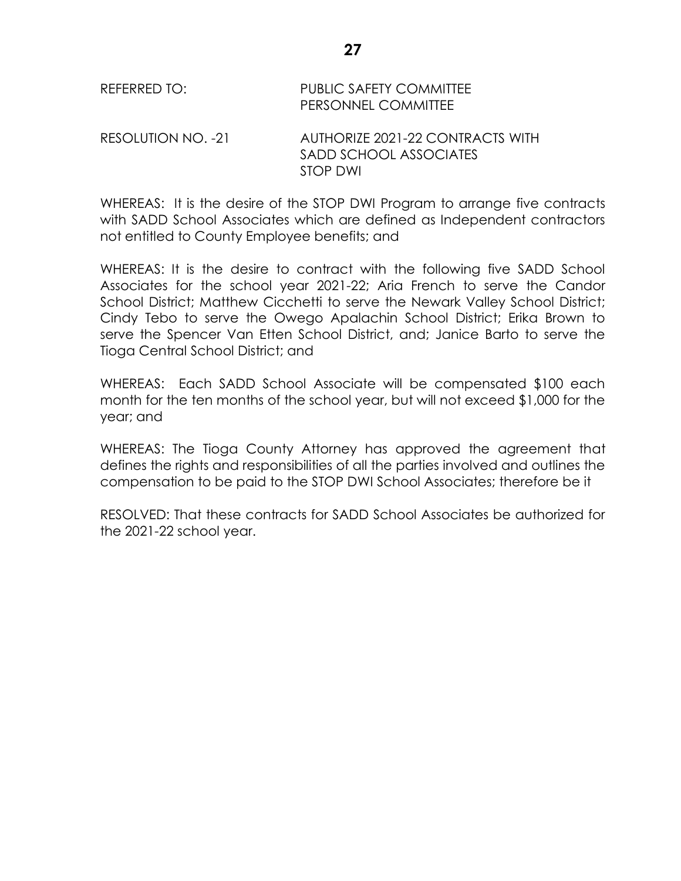REFERRED TO: PUBLIC SAFETY COMMITTEE
PERSONNEL COMMITTEE

RESOLUTION NO. -21 AUTHORIZE 2021-22 CONTRACTS WITH SADD SCHOOL ASSOCIATES STOP DWI

WHEREAS: It is the desire of the STOP DWI Program to arrange five contracts with SADD School Associates which are defined as Independent contractors not entitled to County Employee benefits; and

WHEREAS: It is the desire to contract with the following five SADD School Associates for the school year 2021-22; Aria French to serve the Candor School District; Matthew Cicchetti to serve the Newark Valley School District; Cindy Tebo to serve the Owego Apalachin School District; Erika Brown to serve the Spencer Van Etten School District, and; Janice Barto to serve the Tioga Central School District; and

WHEREAS: Each SADD School Associate will be compensated $100 each month for the ten months of the school year, but will not exceed $1,000 for the year; and

WHEREAS: The Tioga County Attorney has approved the agreement that defines the rights and responsibilities of all the parties involved and outlines the compensation to be paid to the STOP DWI School Associates; therefore be it

RESOLVED: That these contracts for SADD School Associates be authorized for the 2021-22 school year.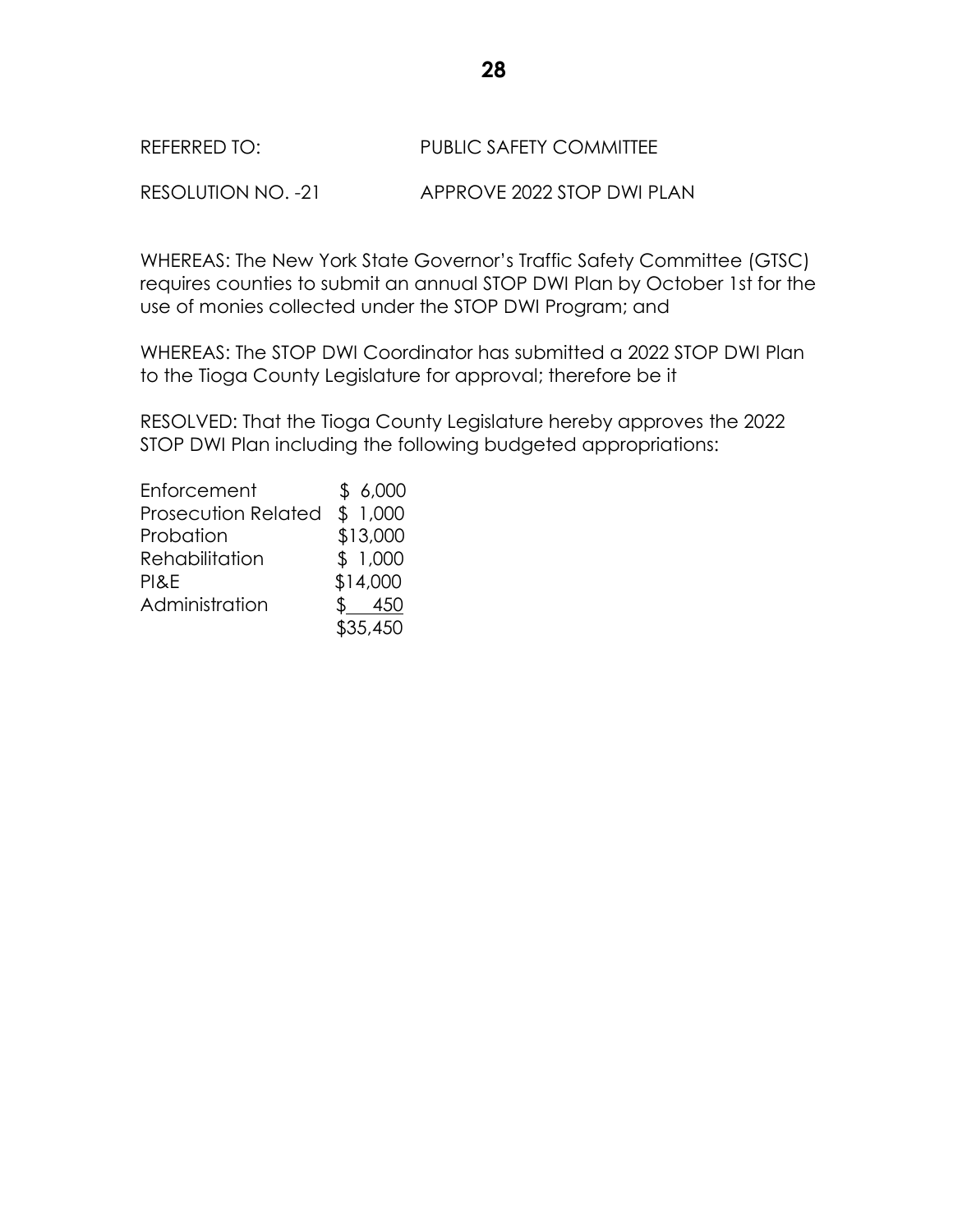REFERRED TO: PUBLIC SAFETY COMMITTEE

RESOLUTION NO. -21 APPROVE 2022 STOP DWI PLAN

WHEREAS: The New York State Governor's Traffic Safety Committee (GTSC) requires counties to submit an annual STOP DWI Plan by October 1st for the use of monies collected under the STOP DWI Program; and

WHEREAS: The STOP DWI Coordinator has submitted a 2022 STOP DWI Plan to the Tioga County Legislature for approval; therefore be it

RESOLVED: That the Tioga County Legislature hereby approves the 2022 STOP DWI Plan including the following budgeted appropriations:

| | |
|---|---|
| Enforcement | $ 6,000 |
| Prosecution Related | $ 1,000 |
| Probation | $13,000 |
| Rehabilitation | $ 1,000 |
| PI&E | $14,000 |
| Administration | $ 450 |
| | $35,450 |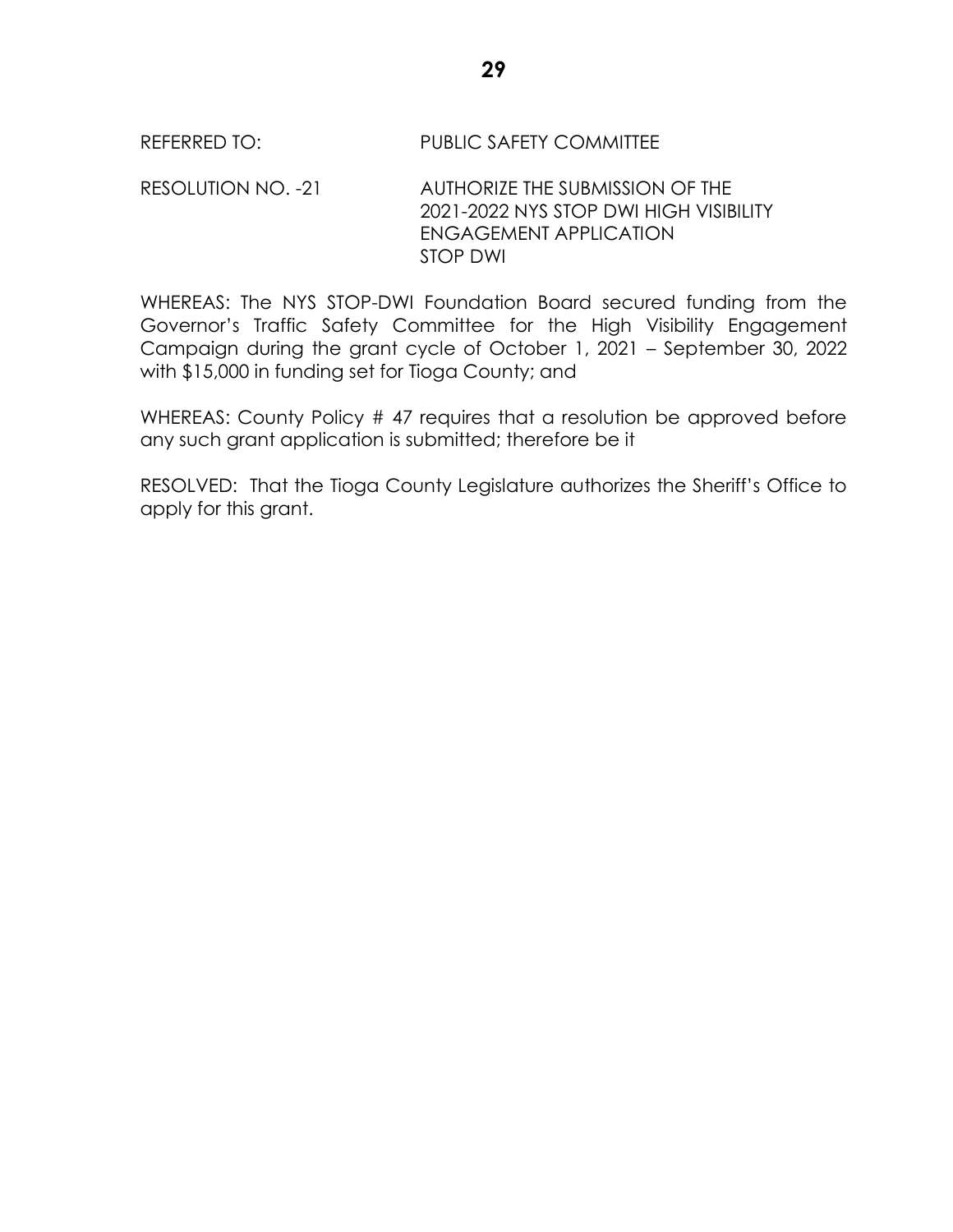REFERRED TO: PUBLIC SAFETY COMMITTEE

RESOLUTION NO. -21 AUTHORIZE THE SUBMISSION OF THE 2021-2022 NYS STOP DWI HIGH VISIBILITY ENGAGEMENT APPLICATION STOP DWI

WHEREAS: The NYS STOP-DWI Foundation Board secured funding from the Governor's Traffic Safety Committee for the High Visibility Engagement Campaign during the grant cycle of October 1, 2021 – September 30, 2022 with $15,000 in funding set for Tioga County; and

WHEREAS: County Policy # 47 requires that a resolution be approved before any such grant application is submitted; therefore be it

RESOLVED: That the Tioga County Legislature authorizes the Sheriff's Office to apply for this grant.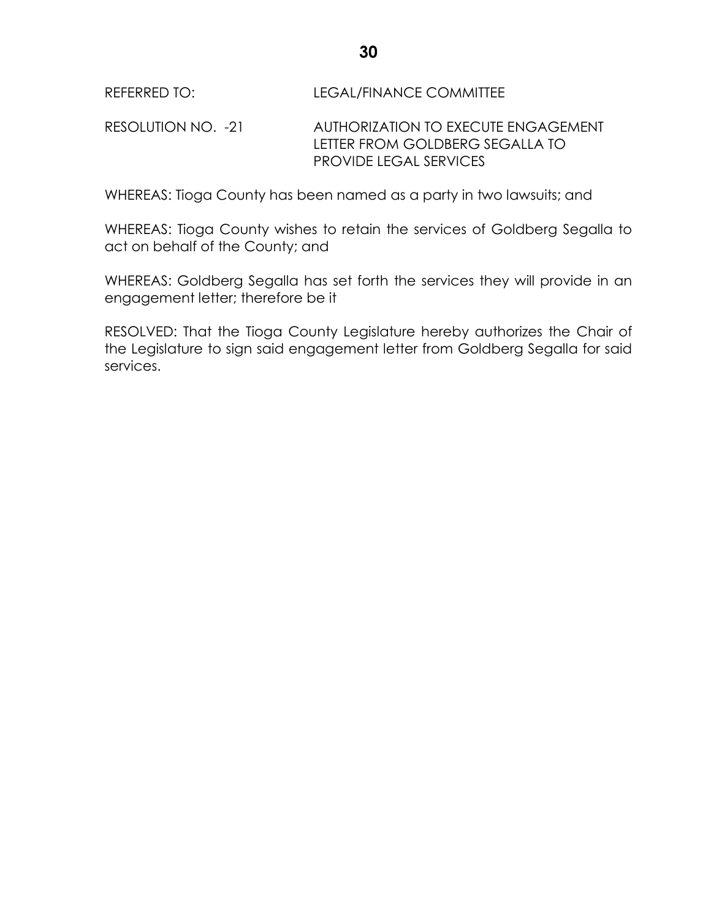REFERRED TO: LEGAL/FINANCE COMMITTEE

RESOLUTION NO. -21 AUTHORIZATION TO EXECUTE ENGAGEMENT LETTER FROM GOLDBERG SEGALLA TO PROVIDE LEGAL SERVICES

WHEREAS: Tioga County has been named as a party in two lawsuits; and

WHEREAS: Tioga County wishes to retain the services of Goldberg Segalla to act on behalf of the County; and

WHEREAS: Goldberg Segalla has set forth the services they will provide in an engagement letter; therefore be it

RESOLVED: That the Tioga County Legislature hereby authorizes the Chair of the Legislature to sign said engagement letter from Goldberg Segalla for said services.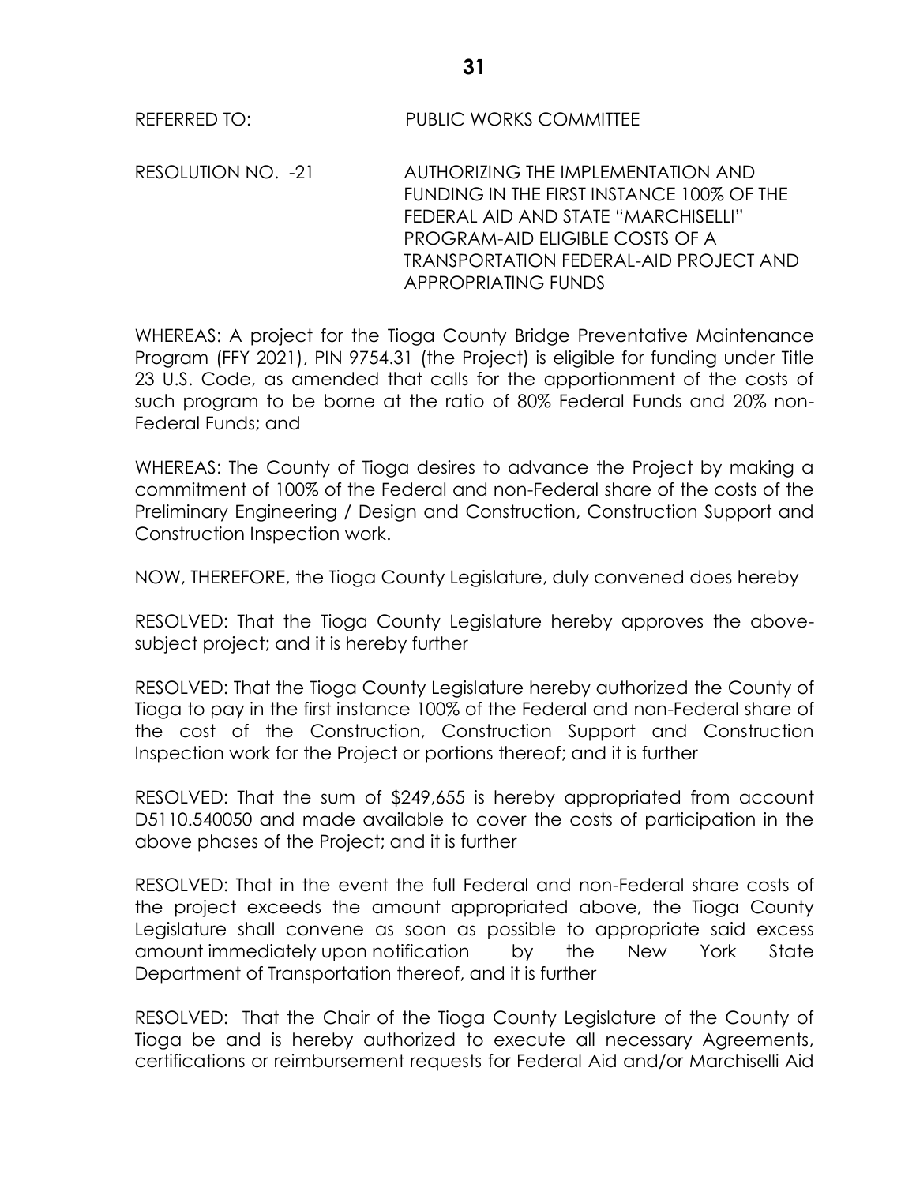REFERRED TO: PUBLIC WORKS COMMITTEE

RESOLUTION NO. -21 AUTHORIZING THE IMPLEMENTATION AND FUNDING IN THE FIRST INSTANCE 100% OF THE FEDERAL AID AND STATE "MARCHISELLI" PROGRAM-AID ELIGIBLE COSTS OF A TRANSPORTATION FEDERAL-AID PROJECT AND APPROPRIATING FUNDS

WHEREAS: A project for the Tioga County Bridge Preventative Maintenance Program (FFY 2021), PIN 9754.31 (the Project) is eligible for funding under Title 23 U.S. Code, as amended that calls for the apportionment of the costs of such program to be borne at the ratio of 80% Federal Funds and 20% non-Federal Funds; and

WHEREAS: The County of Tioga desires to advance the Project by making a commitment of 100% of the Federal and non-Federal share of the costs of the Preliminary Engineering / Design and Construction, Construction Support and Construction Inspection work.

NOW, THEREFORE, the Tioga County Legislature, duly convened does hereby

RESOLVED: That the Tioga County Legislature hereby approves the above-subject project; and it is hereby further

RESOLVED: That the Tioga County Legislature hereby authorized the County of Tioga to pay in the first instance 100% of the Federal and non-Federal share of the cost of the Construction, Construction Support and Construction Inspection work for the Project or portions thereof; and it is further

RESOLVED: That the sum of $249,655 is hereby appropriated from account D5110.540050 and made available to cover the costs of participation in the above phases of the Project; and it is further

RESOLVED: That in the event the full Federal and non-Federal share costs of the project exceeds the amount appropriated above, the Tioga County Legislature shall convene as soon as possible to appropriate said excess amount immediately upon notification by the New York State Department of Transportation thereof, and it is further

RESOLVED: That the Chair of the Tioga County Legislature of the County of Tioga be and is hereby authorized to execute all necessary Agreements, certifications or reimbursement requests for Federal Aid and/or Marchiselli Aid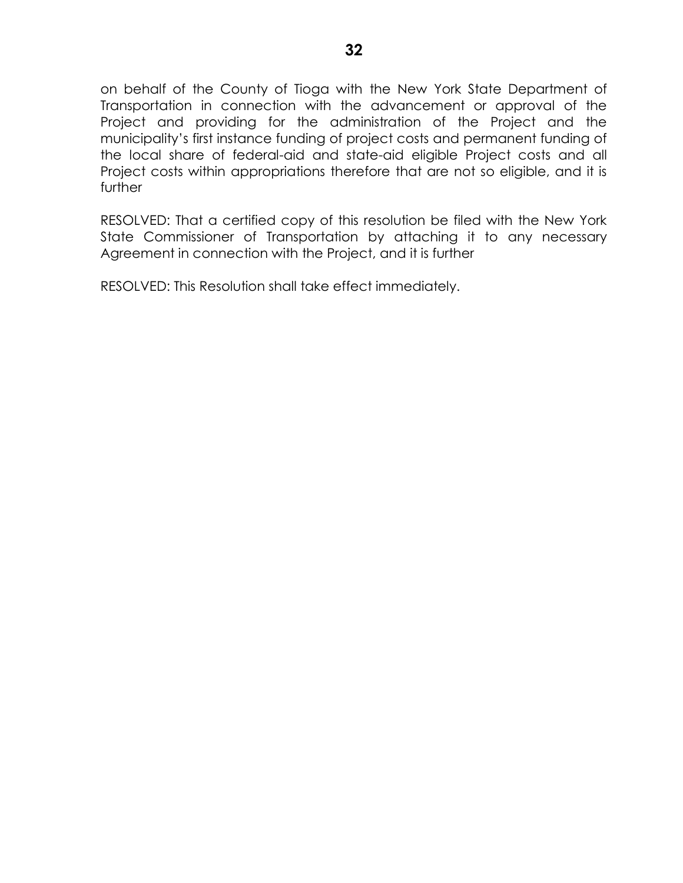on behalf of the County of Tioga with the New York State Department of Transportation in connection with the advancement or approval of the Project and providing for the administration of the Project and the municipality's first instance funding of project costs and permanent funding of the local share of federal-aid and state-aid eligible Project costs and all Project costs within appropriations therefore that are not so eligible, and it is further

RESOLVED: That a certified copy of this resolution be filed with the New York State Commissioner of Transportation by attaching it to any necessary Agreement in connection with the Project, and it is further

RESOLVED: This Resolution shall take effect immediately.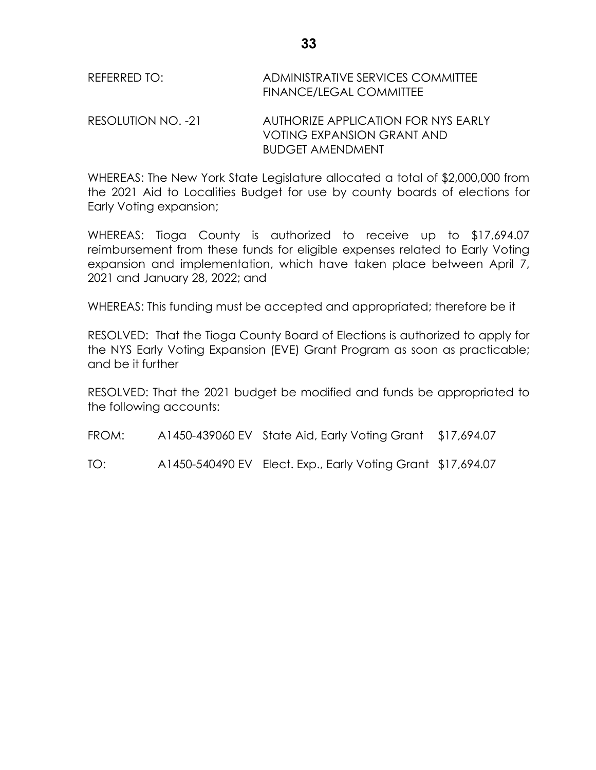REFERRED TO: ADMINISTRATIVE SERVICES COMMITTEE
FINANCE/LEGAL COMMITTEE

RESOLUTION NO. -21 AUTHORIZE APPLICATION FOR NYS EARLY VOTING EXPANSION GRANT AND BUDGET AMENDMENT

WHEREAS: The New York State Legislature allocated a total of $2,000,000 from the 2021 Aid to Localities Budget for use by county boards of elections for Early Voting expansion;

WHEREAS: Tioga County is authorized to receive up to $17,694.07 reimbursement from these funds for eligible expenses related to Early Voting expansion and implementation, which have taken place between April 7, 2021 and January 28, 2022; and

WHEREAS: This funding must be accepted and appropriated; therefore be it

RESOLVED: That the Tioga County Board of Elections is authorized to apply for the NYS Early Voting Expansion (EVE) Grant Program as soon as practicable; and be it further

RESOLVED: That the 2021 budget be modified and funds be appropriated to the following accounts:

| | | | |
|---|---|---|---|
| FROM: | A1450-439060 EV | State Aid, Early Voting Grant | $17,694.07 |
| TO: | A1450-540490 EV | Elect. Exp., Early Voting Grant | $17,694.07 |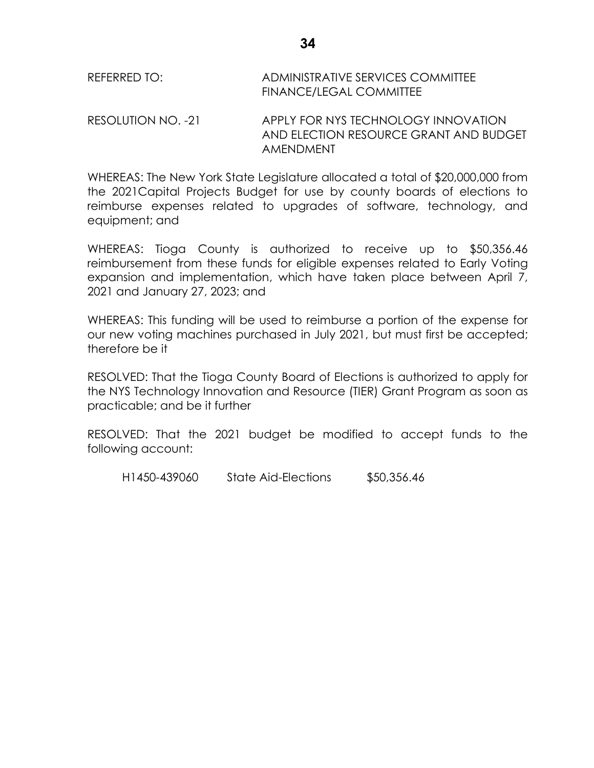REFERRED TO: ADMINISTRATIVE SERVICES COMMITTEE
FINANCE/LEGAL COMMITTEE

RESOLUTION NO. -21 APPLY FOR NYS TECHNOLOGY INNOVATION AND ELECTION RESOURCE GRANT AND BUDGET AMENDMENT

WHEREAS: The New York State Legislature allocated a total of $20,000,000 from the 2021Capital Projects Budget for use by county boards of elections to reimburse expenses related to upgrades of software, technology, and equipment; and

WHEREAS: Tioga County is authorized to receive up to $50,356.46 reimbursement from these funds for eligible expenses related to Early Voting expansion and implementation, which have taken place between April 7, 2021 and January 27, 2023; and

WHEREAS: This funding will be used to reimburse a portion of the expense for our new voting machines purchased in July 2021, but must first be accepted; therefore be it

RESOLVED: That the Tioga County Board of Elections is authorized to apply for the NYS Technology Innovation and Resource (TIER) Grant Program as soon as practicable; and be it further

RESOLVED: That the 2021 budget be modified to accept funds to the following account:

| | | |
|---|---|---|
| H1450-439060 | State Aid-Elections | $50,356.46 |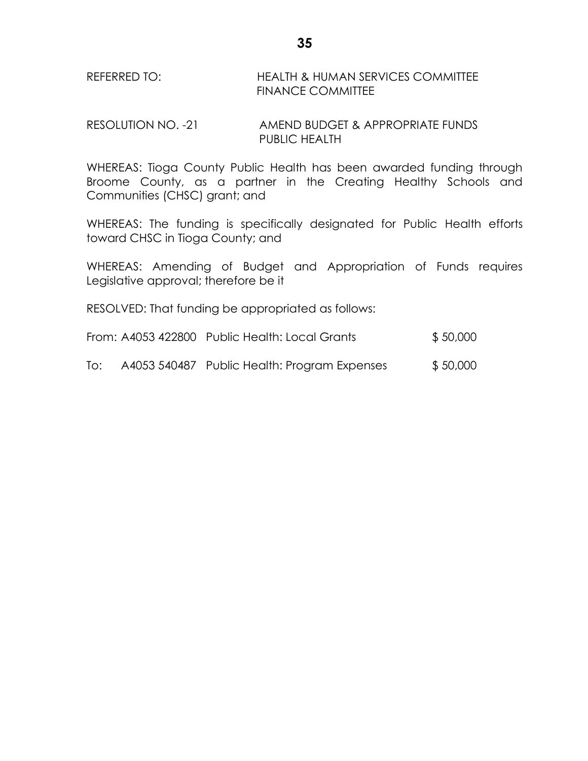REFERRED TO: HEALTH & HUMAN SERVICES COMMITTEE
FINANCE COMMITTEE

RESOLUTION NO. -21 AMEND BUDGET & APPROPRIATE FUNDS
PUBLIC HEALTH

WHEREAS: Tioga County Public Health has been awarded funding through Broome County, as a partner in the Creating Healthy Schools and Communities (CHSC) grant; and

WHEREAS: The funding is specifically designated for Public Health efforts toward CHSC in Tioga County; and

WHEREAS: Amending of Budget and Appropriation of Funds requires Legislative approval; therefore be it

RESOLVED: That funding be appropriated as follows:

| | | | |
|---|---|---|---|
| From: | A4053 422800 | Public Health: Local Grants | $ 50,000 |
| To: | A4053 540487 | Public Health: Program Expenses | $ 50,000 |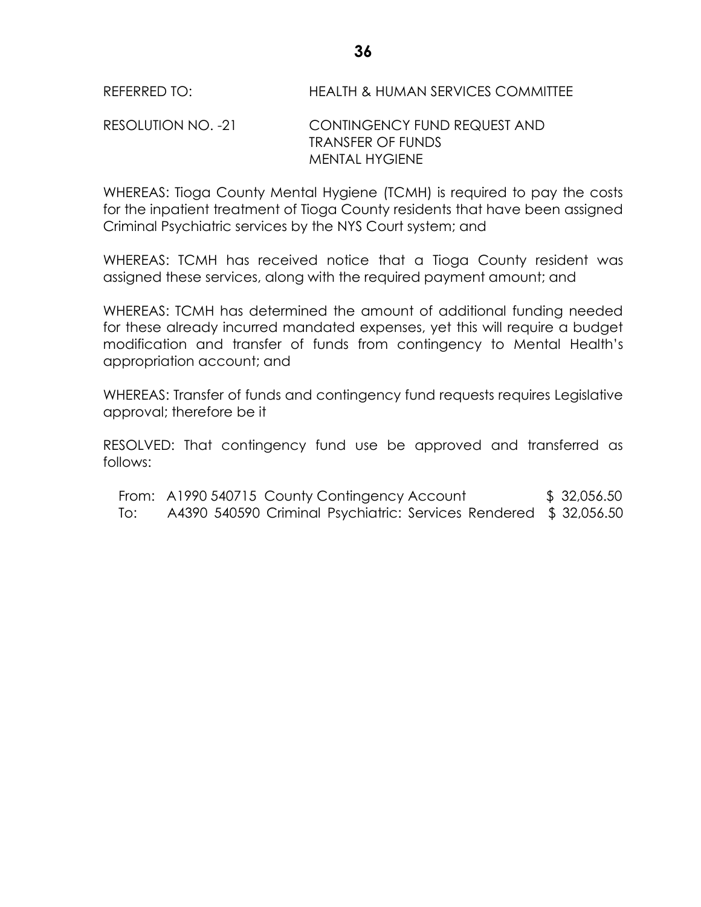REFERRED TO: HEALTH & HUMAN SERVICES COMMITTEE

RESOLUTION NO. -21 CONTINGENCY FUND REQUEST AND TRANSFER OF FUNDS MENTAL HYGIENE

WHEREAS: Tioga County Mental Hygiene (TCMH) is required to pay the costs for the inpatient treatment of Tioga County residents that have been assigned Criminal Psychiatric services by the NYS Court system; and

WHEREAS: TCMH has received notice that a Tioga County resident was assigned these services, along with the required payment amount; and

WHEREAS: TCMH has determined the amount of additional funding needed for these already incurred mandated expenses, yet this will require a budget modification and transfer of funds from contingency to Mental Health's appropriation account; and

WHEREAS: Transfer of funds and contingency fund requests requires Legislative approval; therefore be it

RESOLVED: That contingency fund use be approved and transferred as follows:

| | | |
|---|---|---|
| From: | A1990 540715 County Contingency Account | $ 32,056.50 |
| To: | A4390 540590 Criminal Psychiatric: Services Rendered | $ 32,056.50 |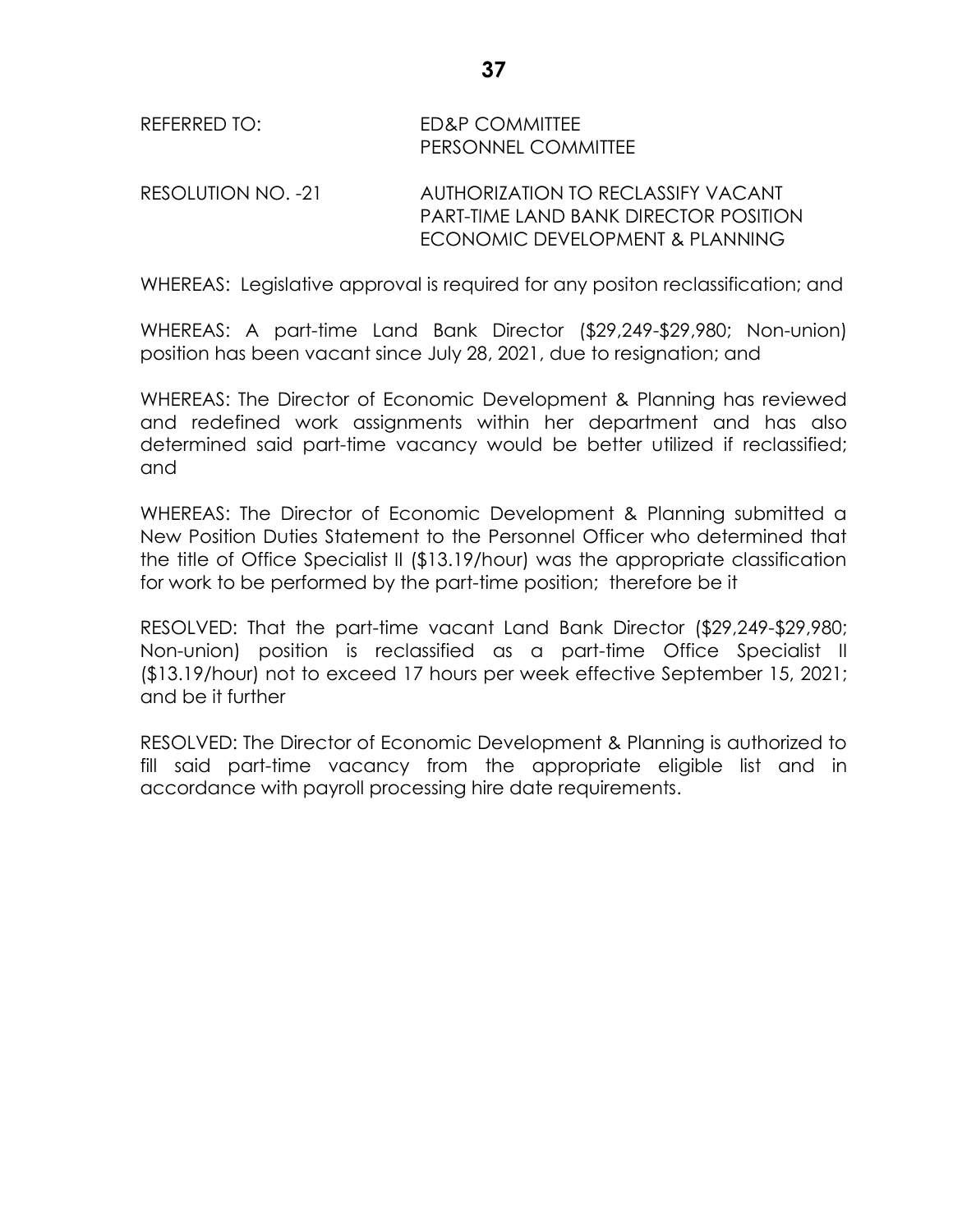REFERRED TO: ED&P COMMITTEE
PERSONNEL COMMITTEE

RESOLUTION NO. -21 AUTHORIZATION TO RECLASSIFY VACANT PART-TIME LAND BANK DIRECTOR POSITION ECONOMIC DEVELOPMENT & PLANNING

WHEREAS: Legislative approval is required for any positon reclassification; and

WHEREAS: A part-time Land Bank Director ($29,249-$29,980; Non-union) position has been vacant since July 28, 2021, due to resignation; and

WHEREAS: The Director of Economic Development & Planning has reviewed and redefined work assignments within her department and has also determined said part-time vacancy would be better utilized if reclassified; and

WHEREAS: The Director of Economic Development & Planning submitted a New Position Duties Statement to the Personnel Officer who determined that the title of Office Specialist II ($13.19/hour) was the appropriate classification for work to be performed by the part-time position; therefore be it

RESOLVED: That the part-time vacant Land Bank Director ($29,249-$29,980; Non-union) position is reclassified as a part-time Office Specialist II ($13.19/hour) not to exceed 17 hours per week effective September 15, 2021; and be it further

RESOLVED: The Director of Economic Development & Planning is authorized to fill said part-time vacancy from the appropriate eligible list and in accordance with payroll processing hire date requirements.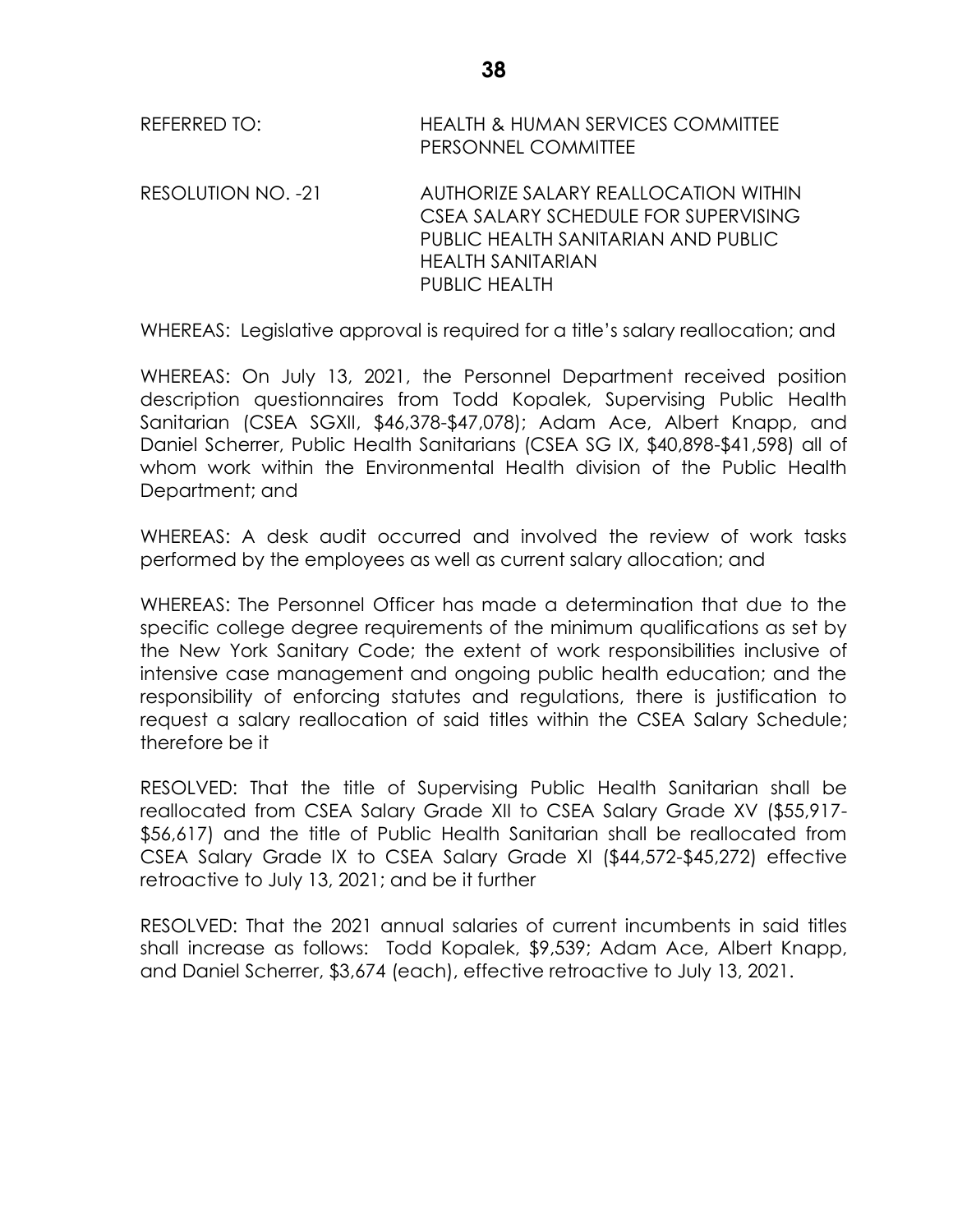REFERRED TO: HEALTH & HUMAN SERVICES COMMITTEE
PERSONNEL COMMITTEE

RESOLUTION NO. -21 AUTHORIZE SALARY REALLOCATION WITHIN CSEA SALARY SCHEDULE FOR SUPERVISING PUBLIC HEALTH SANITARIAN AND PUBLIC HEALTH SANITARIAN
PUBLIC HEALTH

WHEREAS: Legislative approval is required for a title's salary reallocation; and

WHEREAS: On July 13, 2021, the Personnel Department received position description questionnaires from Todd Kopalek, Supervising Public Health Sanitarian (CSEA SGXII, $46,378-$47,078); Adam Ace, Albert Knapp, and Daniel Scherrer, Public Health Sanitarians (CSEA SG IX, $40,898-$41,598) all of whom work within the Environmental Health division of the Public Health Department; and

WHEREAS: A desk audit occurred and involved the review of work tasks performed by the employees as well as current salary allocation; and

WHEREAS: The Personnel Officer has made a determination that due to the specific college degree requirements of the minimum qualifications as set by the New York Sanitary Code; the extent of work responsibilities inclusive of intensive case management and ongoing public health education; and the responsibility of enforcing statutes and regulations, there is justification to request a salary reallocation of said titles within the CSEA Salary Schedule; therefore be it

RESOLVED: That the title of Supervising Public Health Sanitarian shall be reallocated from CSEA Salary Grade XII to CSEA Salary Grade XV ($55,917-$56,617) and the title of Public Health Sanitarian shall be reallocated from CSEA Salary Grade IX to CSEA Salary Grade XI ($44,572-$45,272) effective retroactive to July 13, 2021; and be it further

RESOLVED: That the 2021 annual salaries of current incumbents in said titles shall increase as follows: Todd Kopalek, $9,539; Adam Ace, Albert Knapp, and Daniel Scherrer, $3,674 (each), effective retroactive to July 13, 2021.